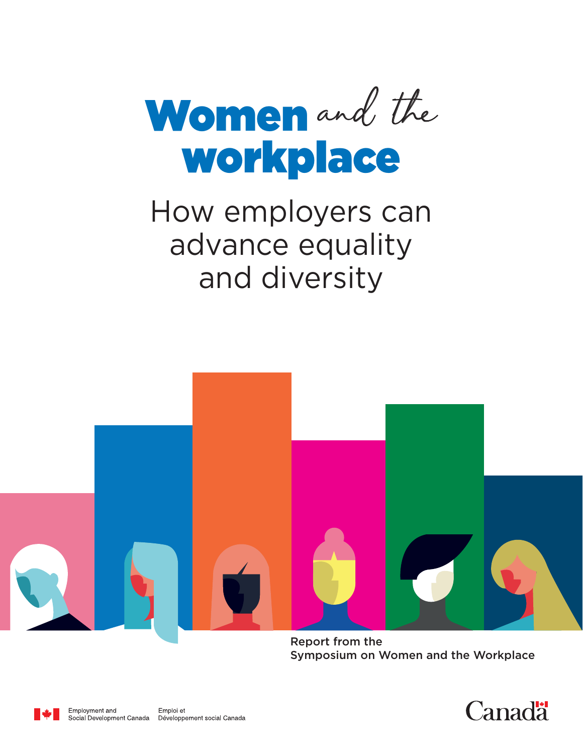# Women *and the* workplace

## How employers can advance equality and diversity

Report from the Symposium on Women and the Workplace

Employment and Social Development Canada

Emploi et Développement social Canada

Canada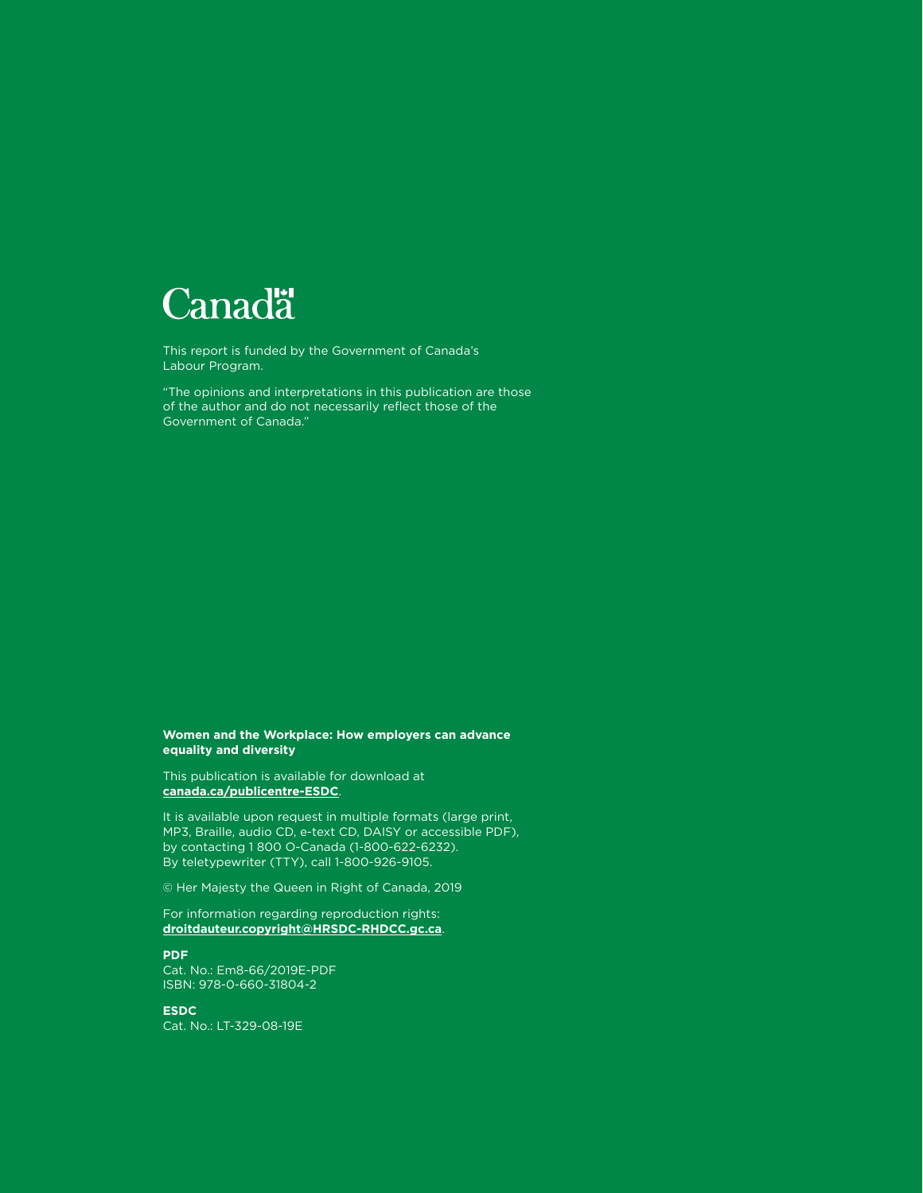Canada

This report is funded by the Government of Canada's Labour Program.

"The opinions and interpretations in this publication are those of the author and do not necessarily reflect those of the Government of Canada."

**Women and the Workplace: How employers can advance equality and diversity**

This publication is available for download at **canada.ca/publicentre-ESDC**.

It is available upon request in multiple formats (large print, MP3, Braille, audio CD, e-text CD, DAISY or accessible PDF), by contacting 1 800 O-Canada (1-800-622-6232). By teletypewriter (TTY), call 1-800-926-9105.

© Her Majesty the Queen in Right of Canada, 2019

For information regarding reproduction rights: **droitdauteur.copyright@HRSDC-RHDCC.gc.ca**.

**PDF**
Cat. No.: Em8-66/2019E-PDF
ISBN: 978-0-660-31804-2

**ESDC**
Cat. No.: LT-329-08-19E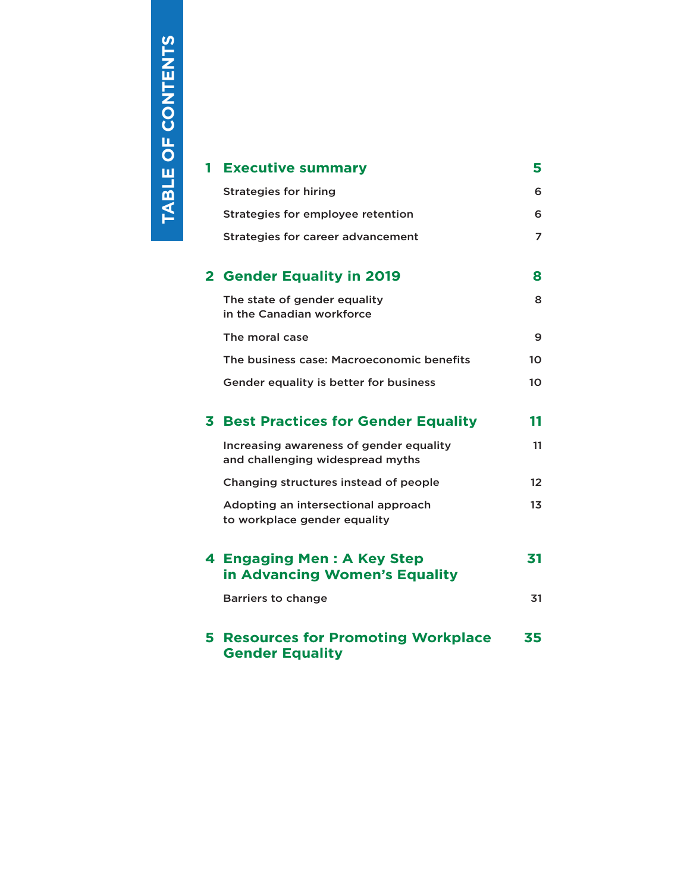# TABLE OF CONTENTS

| | | |
|---|---|---|
| **1** | **Executive summary** | **5** |
| | Strategies for hiring | 6 |
| | Strategies for employee retention | 6 |
| | Strategies for career advancement | 7 |
| **2** | **Gender Equality in 2019** | **8** |
| | The state of gender equality in the Canadian workforce | 8 |
| | The moral case | 9 |
| | The business case: Macroeconomic benefits | 10 |
| | Gender equality is better for business | 10 |
| **3** | **Best Practices for Gender Equality** | **11** |
| | Increasing awareness of gender equality and challenging widespread myths | 11 |
| | Changing structures instead of people | 12 |
| | Adopting an intersectional approach to workplace gender equality | 13 |
| **4** | **Engaging Men : A Key Step in Advancing Women's Equality** | **31** |
| | Barriers to change | 31 |
| **5** | **Resources for Promoting Workplace Gender Equality** | **35** |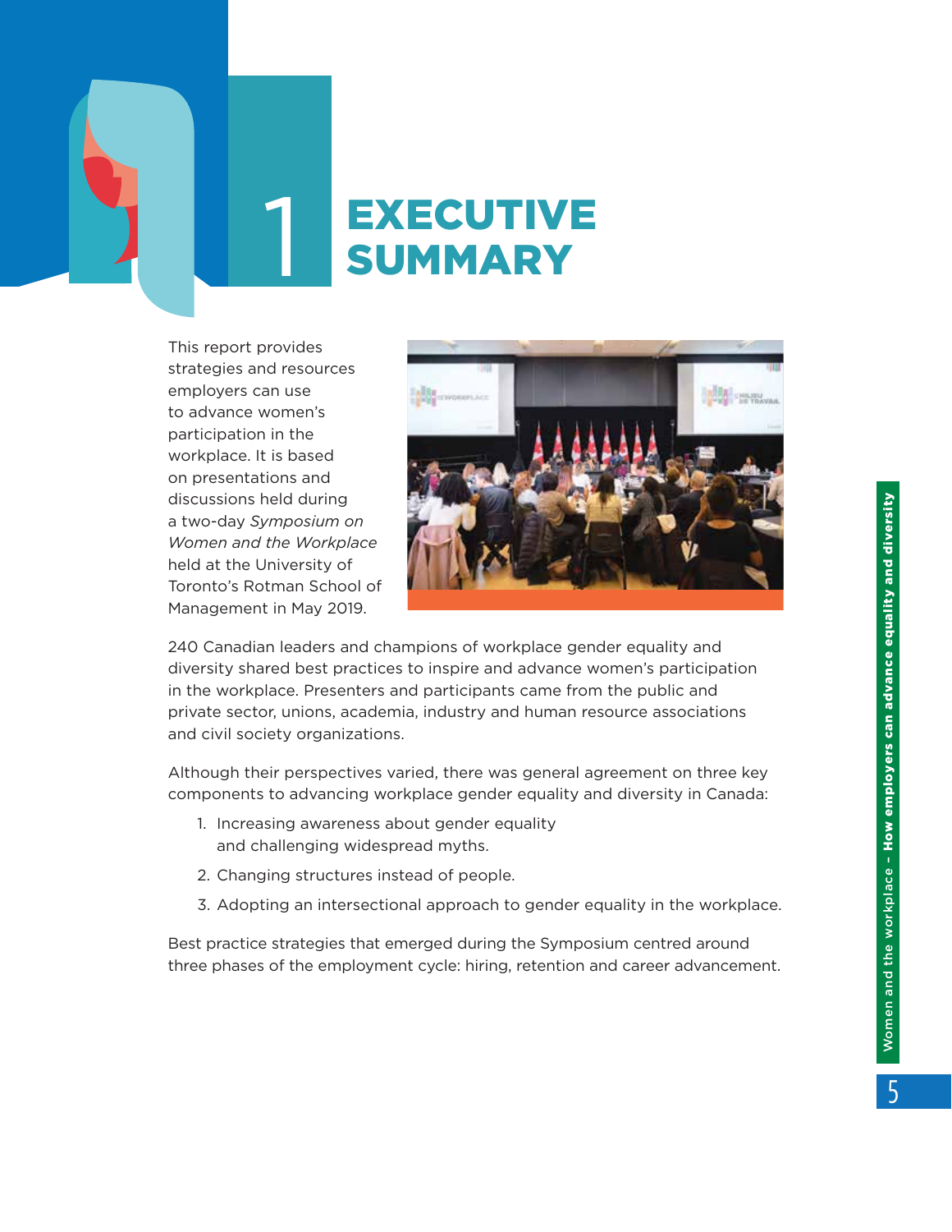# 1 EXECUTIVE SUMMARY

This report provides strategies and resources employers can use to advance women's participation in the workplace. It is based on presentations and discussions held during a two-day *Symposium on Women and the Workplace* held at the University of Toronto's Rotman School of Management in May 2019.

240 Canadian leaders and champions of workplace gender equality and diversity shared best practices to inspire and advance women's participation in the workplace. Presenters and participants came from the public and private sector, unions, academia, industry and human resource associations and civil society organizations.

Although their perspectives varied, there was general agreement on three key components to advancing workplace gender equality and diversity in Canada:

1. Increasing awareness about gender equality and challenging widespread myths.
2. Changing structures instead of people.
3. Adopting an intersectional approach to gender equality in the workplace.

Best practice strategies that emerged during the Symposium centred around three phases of the employment cycle: hiring, retention and career advancement.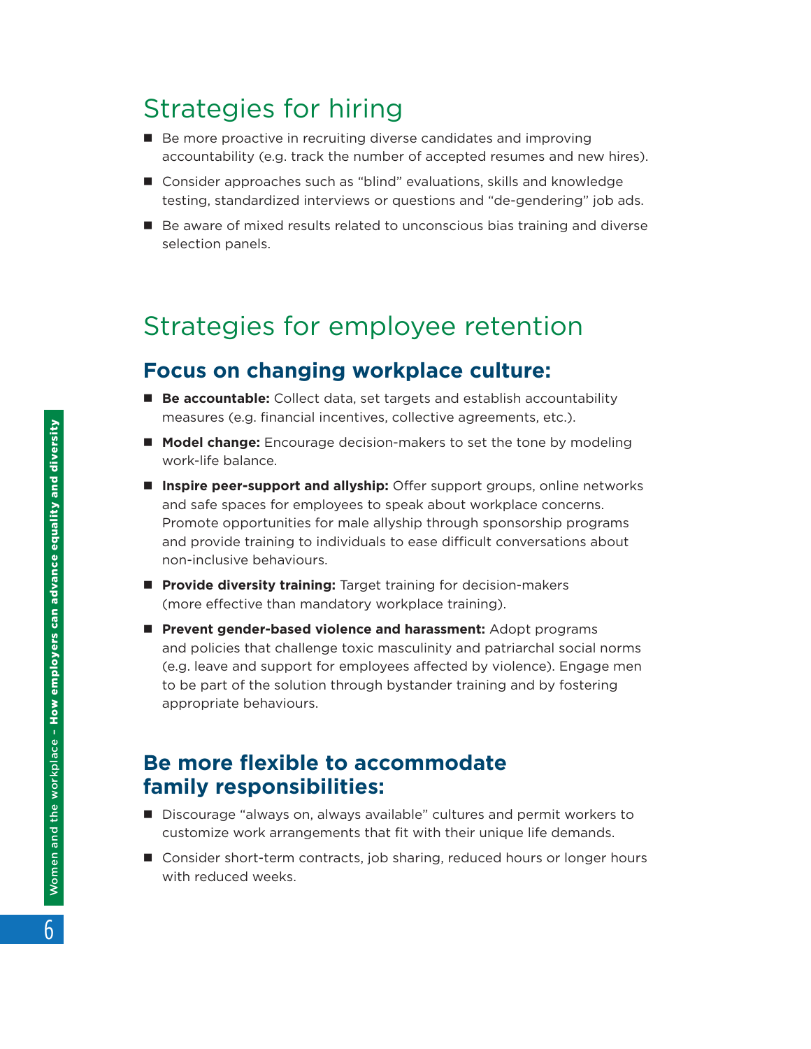## Strategies for hiring

- Be more proactive in recruiting diverse candidates and improving accountability (e.g. track the number of accepted resumes and new hires).
- Consider approaches such as "blind" evaluations, skills and knowledge testing, standardized interviews or questions and "de-gendering" job ads.
- Be aware of mixed results related to unconscious bias training and diverse selection panels.

## Strategies for employee retention

### Focus on changing workplace culture:

- **Be accountable:** Collect data, set targets and establish accountability measures (e.g. financial incentives, collective agreements, etc.).
- **Model change:** Encourage decision-makers to set the tone by modeling work-life balance.
- **Inspire peer-support and allyship:** Offer support groups, online networks and safe spaces for employees to speak about workplace concerns. Promote opportunities for male allyship through sponsorship programs and provide training to individuals to ease difficult conversations about non-inclusive behaviours.
- **Provide diversity training:** Target training for decision-makers (more effective than mandatory workplace training).
- **Prevent gender-based violence and harassment:** Adopt programs and policies that challenge toxic masculinity and patriarchal social norms (e.g. leave and support for employees affected by violence). Engage men to be part of the solution through bystander training and by fostering appropriate behaviours.

### Be more flexible to accommodate family responsibilities:

- Discourage "always on, always available" cultures and permit workers to customize work arrangements that fit with their unique life demands.
- Consider short-term contracts, job sharing, reduced hours or longer hours with reduced weeks.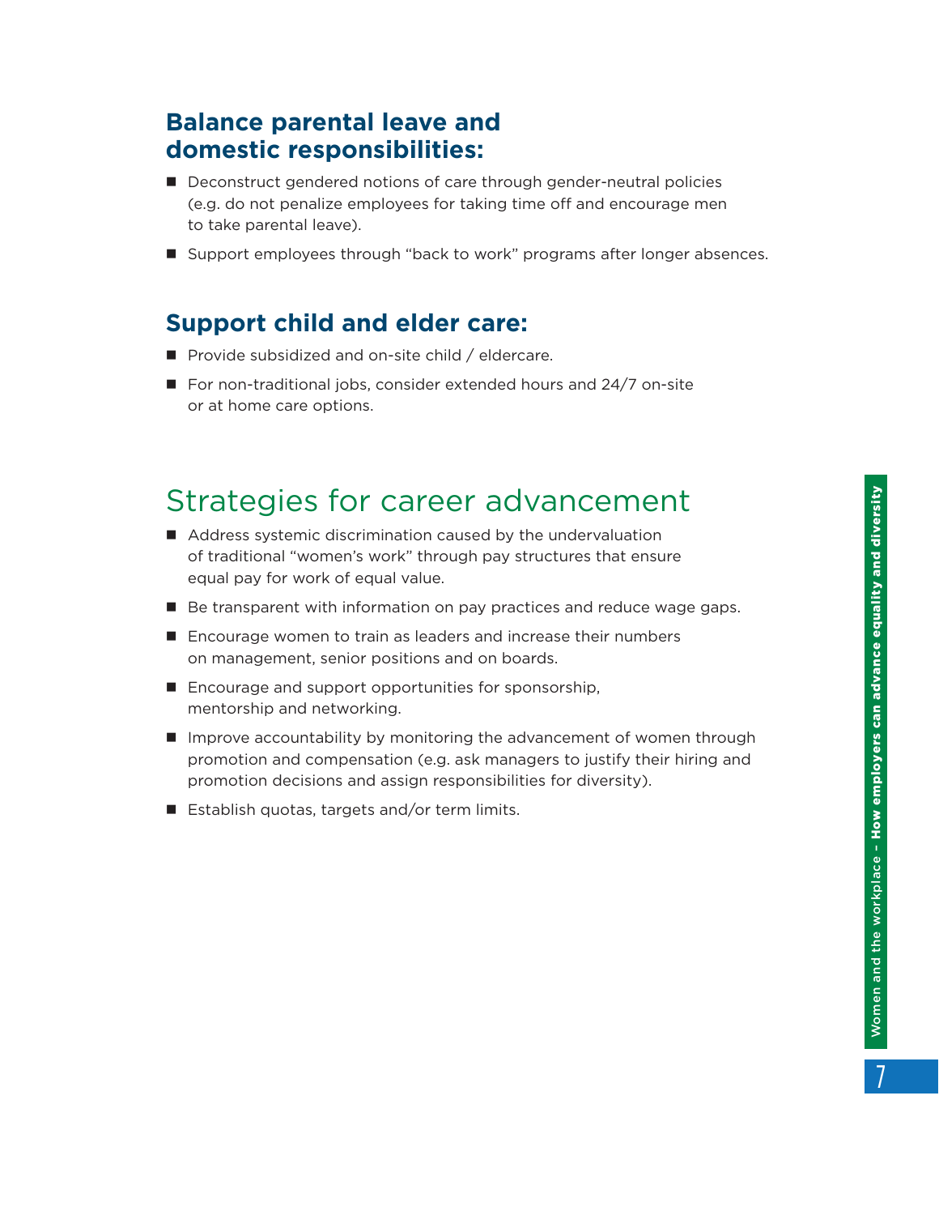### Balance parental leave and domestic responsibilities:

- Deconstruct gendered notions of care through gender-neutral policies (e.g. do not penalize employees for taking time off and encourage men to take parental leave).
- Support employees through "back to work" programs after longer absences.

### Support child and elder care:

- Provide subsidized and on-site child / eldercare.
- For non-traditional jobs, consider extended hours and 24/7 on-site or at home care options.

## Strategies for career advancement

- Address systemic discrimination caused by the undervaluation of traditional "women's work" through pay structures that ensure equal pay for work of equal value.
- Be transparent with information on pay practices and reduce wage gaps.
- Encourage women to train as leaders and increase their numbers on management, senior positions and on boards.
- Encourage and support opportunities for sponsorship, mentorship and networking.
- Improve accountability by monitoring the advancement of women through promotion and compensation (e.g. ask managers to justify their hiring and promotion decisions and assign responsibilities for diversity).
- Establish quotas, targets and/or term limits.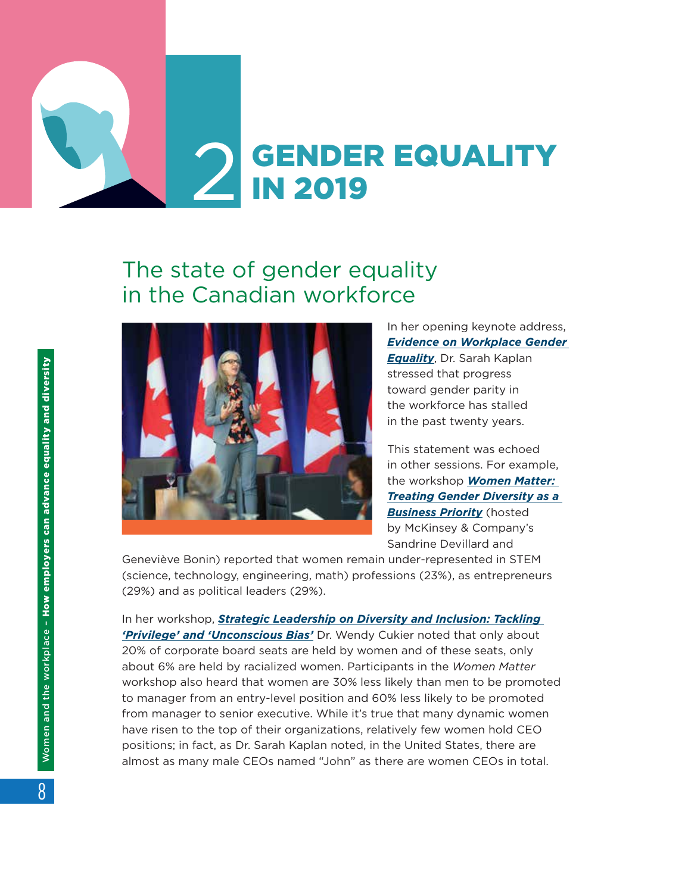# 2 GENDER EQUALITY IN 2019

## The state of gender equality in the Canadian workforce

In her opening keynote address, ***Evidence on Workplace Gender Equality***, Dr. Sarah Kaplan stressed that progress toward gender parity in the workforce has stalled in the past twenty years.

This statement was echoed in other sessions. For example, the workshop ***Women Matter: Treating Gender Diversity as a Business Priority*** (hosted by McKinsey & Company's Sandrine Devillard and Geneviève Bonin) reported that women remain under-represented in STEM (science, technology, engineering, math) professions (23%), as entrepreneurs (29%) and as political leaders (29%).

In her workshop, ***Strategic Leadership on Diversity and Inclusion: Tackling 'Privilege' and 'Unconscious Bias'*** Dr. Wendy Cukier noted that only about 20% of corporate board seats are held by women and of these seats, only about 6% are held by racialized women. Participants in the *Women Matter* workshop also heard that women are 30% less likely than men to be promoted to manager from an entry-level position and 60% less likely to be promoted from manager to senior executive. While it's true that many dynamic women have risen to the top of their organizations, relatively few women hold CEO positions; in fact, as Dr. Sarah Kaplan noted, in the United States, there are almost as many male CEOs named "John" as there are women CEOs in total.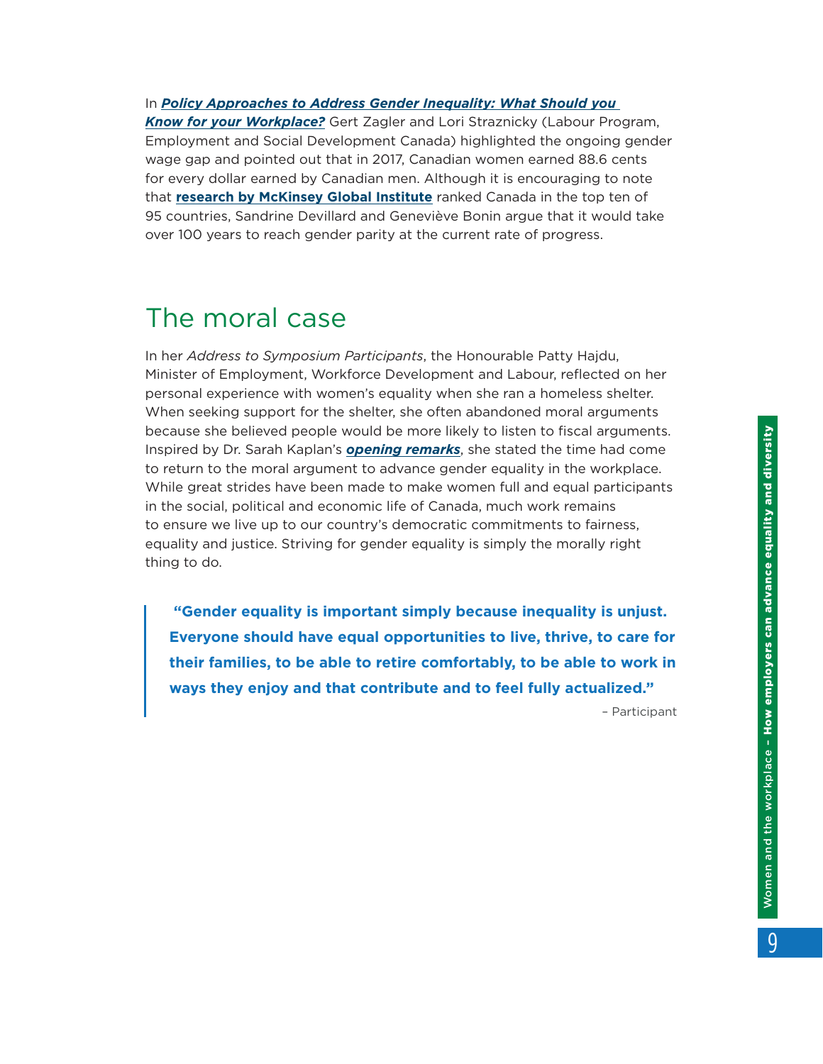In ***Policy Approaches to Address Gender Inequality: What Should you Know for your Workplace?*** Gert Zagler and Lori Straznicky (Labour Program, Employment and Social Development Canada) highlighted the ongoing gender wage gap and pointed out that in 2017, Canadian women earned 88.6 cents for every dollar earned by Canadian men. Although it is encouraging to note that **research by McKinsey Global Institute** ranked Canada in the top ten of 95 countries, Sandrine Devillard and Geneviève Bonin argue that it would take over 100 years to reach gender parity at the current rate of progress.

## The moral case

In her *Address to Symposium Participants*, the Honourable Patty Hajdu, Minister of Employment, Workforce Development and Labour, reflected on her personal experience with women's equality when she ran a homeless shelter. When seeking support for the shelter, she often abandoned moral arguments because she believed people would be more likely to listen to fiscal arguments. Inspired by Dr. Sarah Kaplan's ***opening remarks***, she stated the time had come to return to the moral argument to advance gender equality in the workplace. While great strides have been made to make women full and equal participants in the social, political and economic life of Canada, much work remains to ensure we live up to our country's democratic commitments to fairness, equality and justice. Striving for gender equality is simply the morally right thing to do.

> **"Gender equality is important simply because inequality is unjust. Everyone should have equal opportunities to live, thrive, to care for their families, to be able to retire comfortably, to be able to work in ways they enjoy and that contribute and to feel fully actualized."**
>
> – Participant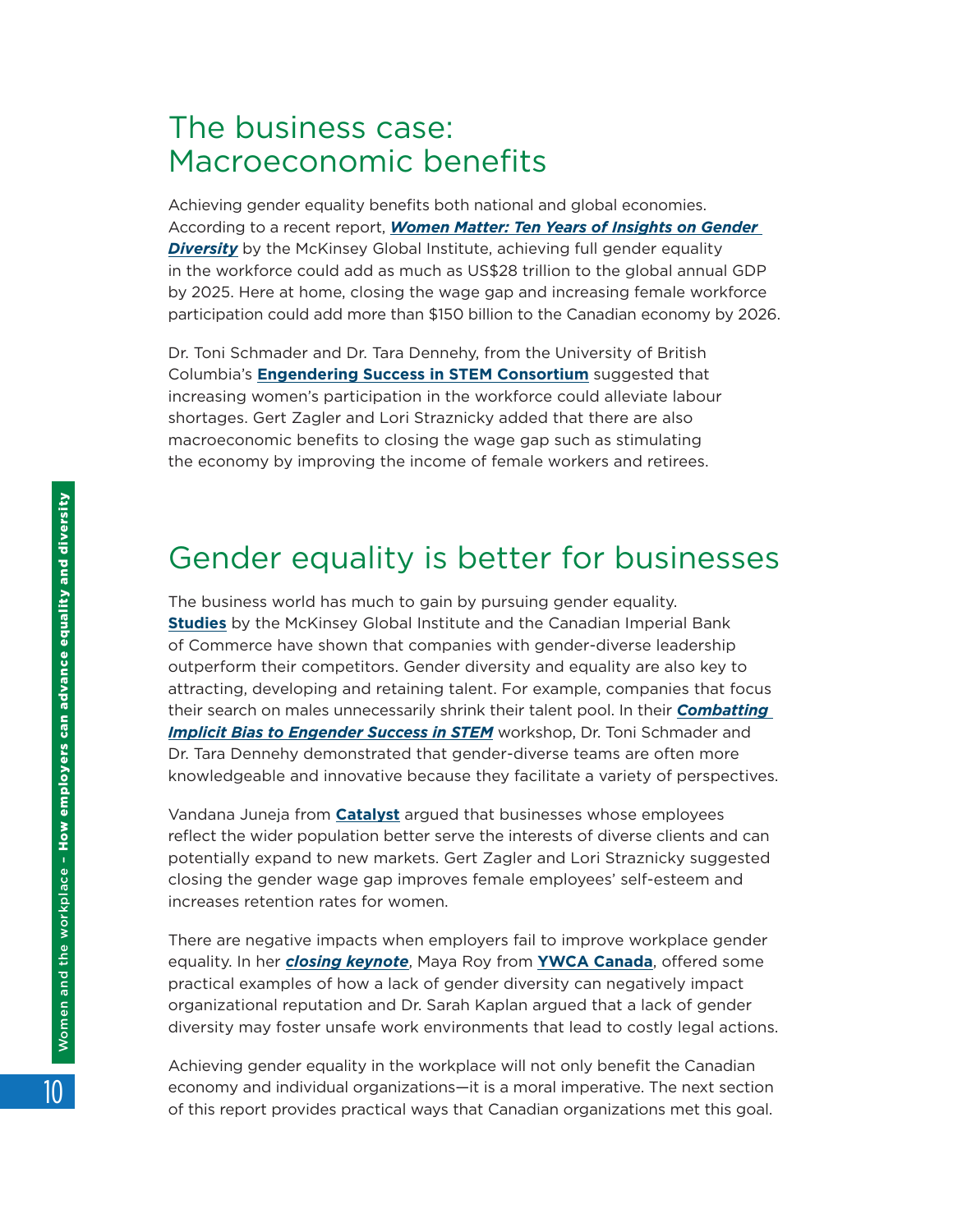## The business case: Macroeconomic benefits

Achieving gender equality benefits both national and global economies. According to a recent report, ***Women Matter: Ten Years of Insights on Gender Diversity*** by the McKinsey Global Institute, achieving full gender equality in the workforce could add as much as US$28 trillion to the global annual GDP by 2025. Here at home, closing the wage gap and increasing female workforce participation could add more than $150 billion to the Canadian economy by 2026.

Dr. Toni Schmader and Dr. Tara Dennehy, from the University of British Columbia's **Engendering Success in STEM Consortium** suggested that increasing women's participation in the workforce could alleviate labour shortages. Gert Zagler and Lori Straznicky added that there are also macroeconomic benefits to closing the wage gap such as stimulating the economy by improving the income of female workers and retirees.

## Gender equality is better for businesses

The business world has much to gain by pursuing gender equality. **Studies** by the McKinsey Global Institute and the Canadian Imperial Bank of Commerce have shown that companies with gender-diverse leadership outperform their competitors. Gender diversity and equality are also key to attracting, developing and retaining talent. For example, companies that focus their search on males unnecessarily shrink their talent pool. In their ***Combatting Implicit Bias to Engender Success in STEM*** workshop, Dr. Toni Schmader and Dr. Tara Dennehy demonstrated that gender-diverse teams are often more knowledgeable and innovative because they facilitate a variety of perspectives.

Vandana Juneja from **Catalyst** argued that businesses whose employees reflect the wider population better serve the interests of diverse clients and can potentially expand to new markets. Gert Zagler and Lori Straznicky suggested closing the gender wage gap improves female employees' self-esteem and increases retention rates for women.

There are negative impacts when employers fail to improve workplace gender equality. In her ***closing keynote***, Maya Roy from **YWCA Canada**, offered some practical examples of how a lack of gender diversity can negatively impact organizational reputation and Dr. Sarah Kaplan argued that a lack of gender diversity may foster unsafe work environments that lead to costly legal actions.

Achieving gender equality in the workplace will not only benefit the Canadian economy and individual organizations—it is a moral imperative. The next section of this report provides practical ways that Canadian organizations met this goal.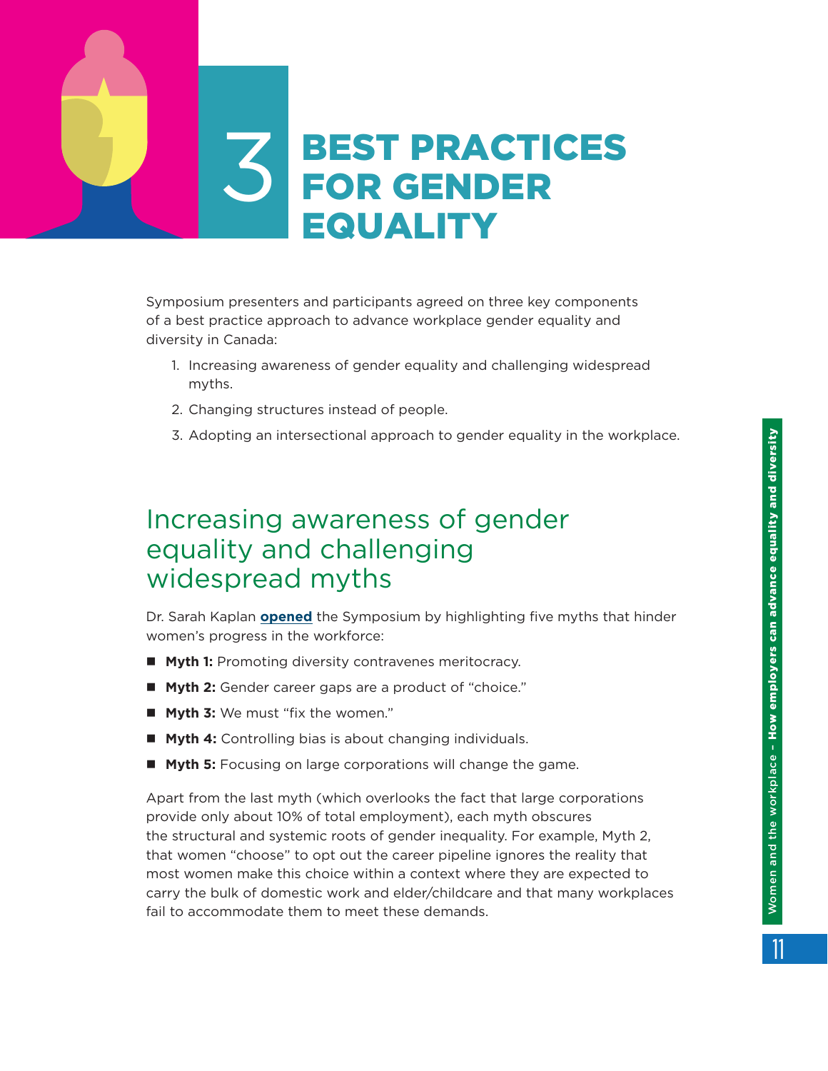# 3 BEST PRACTICES FOR GENDER EQUALITY

Symposium presenters and participants agreed on three key components of a best practice approach to advance workplace gender equality and diversity in Canada:

1. Increasing awareness of gender equality and challenging widespread myths.
2. Changing structures instead of people.
3. Adopting an intersectional approach to gender equality in the workplace.

## Increasing awareness of gender equality and challenging widespread myths

Dr. Sarah Kaplan **opened** the Symposium by highlighting five myths that hinder women's progress in the workforce:

- **Myth 1:** Promoting diversity contravenes meritocracy.
- **Myth 2:** Gender career gaps are a product of "choice."
- **Myth 3:** We must "fix the women."
- **Myth 4:** Controlling bias is about changing individuals.
- **Myth 5:** Focusing on large corporations will change the game.

Apart from the last myth (which overlooks the fact that large corporations provide only about 10% of total employment), each myth obscures the structural and systemic roots of gender inequality. For example, Myth 2, that women "choose" to opt out the career pipeline ignores the reality that most women make this choice within a context where they are expected to carry the bulk of domestic work and elder/childcare and that many workplaces fail to accommodate them to meet these demands.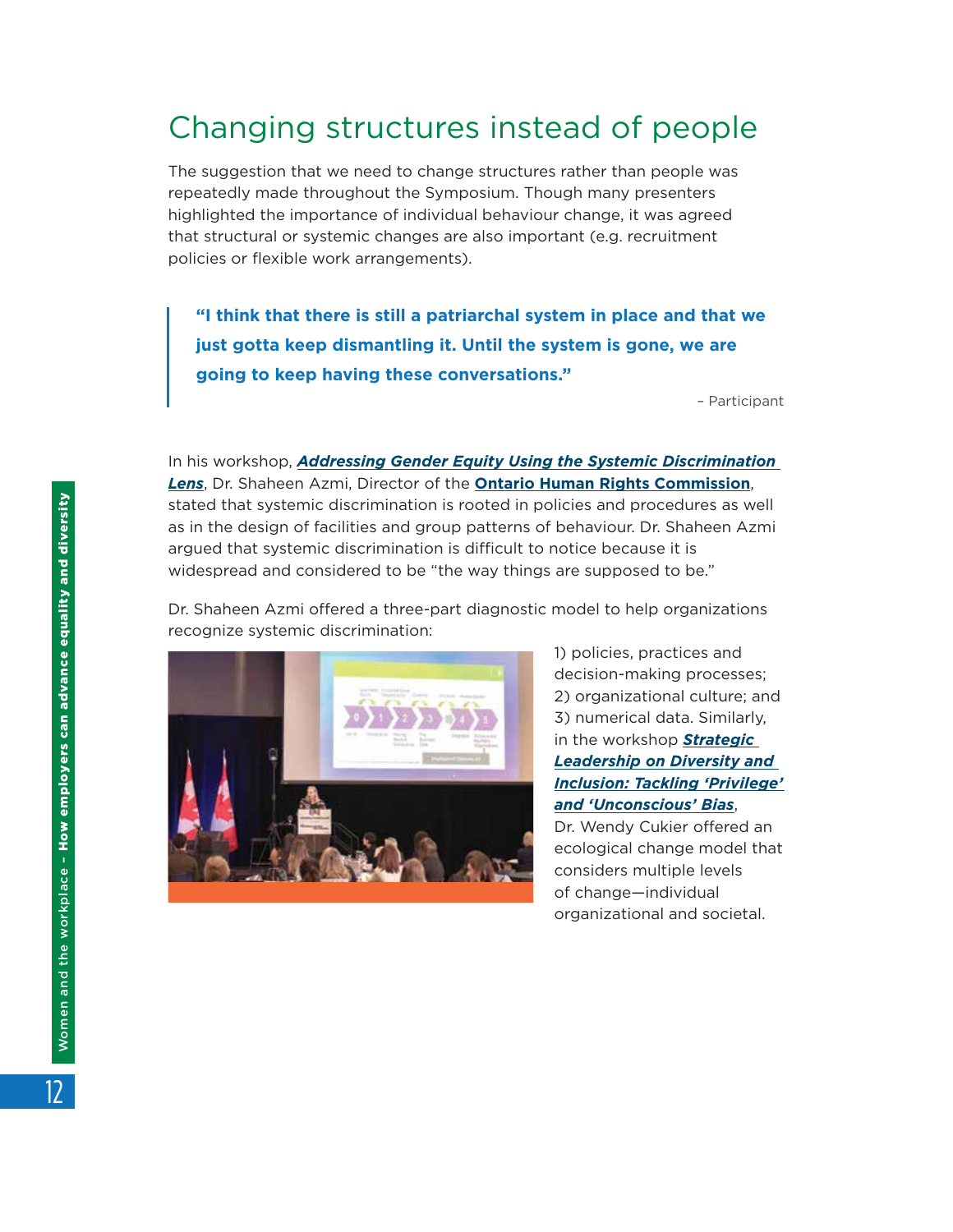# Changing structures instead of people

The suggestion that we need to change structures rather than people was repeatedly made throughout the Symposium. Though many presenters highlighted the importance of individual behaviour change, it was agreed that structural or systemic changes are also important (e.g. recruitment policies or flexible work arrangements).

> **"I think that there is still a patriarchal system in place and that we just gotta keep dismantling it. Until the system is gone, we are going to keep having these conversations."**
>
> – Participant

In his workshop, ***Addressing Gender Equity Using the Systemic Discrimination Lens***, Dr. Shaheen Azmi, Director of the **Ontario Human Rights Commission**, stated that systemic discrimination is rooted in policies and procedures as well as in the design of facilities and group patterns of behaviour. Dr. Shaheen Azmi argued that systemic discrimination is difficult to notice because it is widespread and considered to be "the way things are supposed to be."

Dr. Shaheen Azmi offered a three-part diagnostic model to help organizations recognize systemic discrimination: 1) policies, practices and decision-making processes; 2) organizational culture; and 3) numerical data. Similarly, in the workshop ***Strategic Leadership on Diversity and Inclusion: Tackling 'Privilege' and 'Unconscious' Bias***, Dr. Wendy Cukier offered an ecological change model that considers multiple levels of change—individual organizational and societal.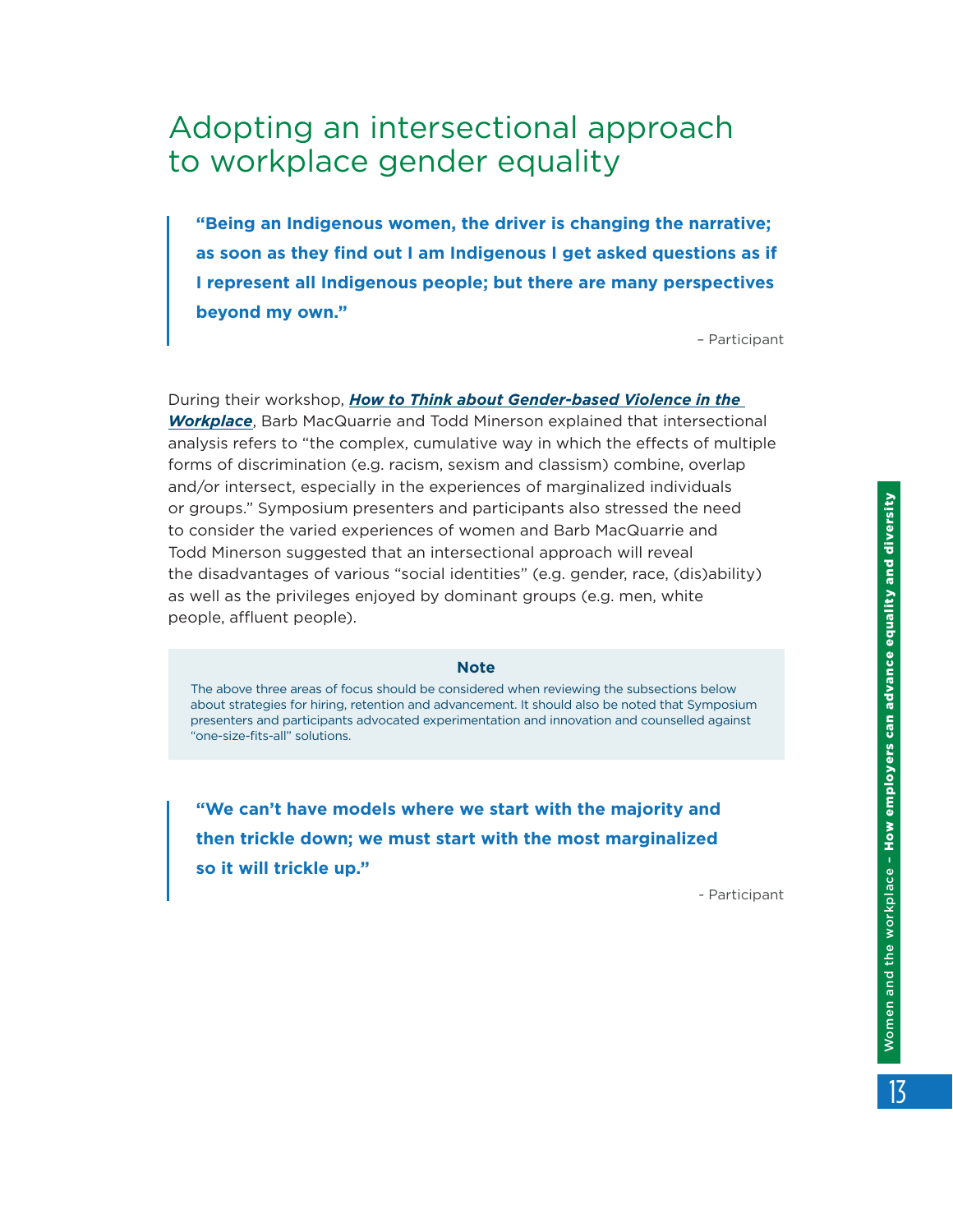# Adopting an intersectional approach to workplace gender equality

> **"Being an Indigenous women, the driver is changing the narrative; as soon as they find out I am Indigenous I get asked questions as if I represent all Indigenous people; but there are many perspectives beyond my own."**
>
> – Participant

During their workshop, ***How to Think about Gender-based Violence in the Workplace***, Barb MacQuarrie and Todd Minerson explained that intersectional analysis refers to "the complex, cumulative way in which the effects of multiple forms of discrimination (e.g. racism, sexism and classism) combine, overlap and/or intersect, especially in the experiences of marginalized individuals or groups." Symposium presenters and participants also stressed the need to consider the varied experiences of women and Barb MacQuarrie and Todd Minerson suggested that an intersectional approach will reveal the disadvantages of various "social identities" (e.g. gender, race, (dis)ability) as well as the privileges enjoyed by dominant groups (e.g. men, white people, affluent people).

**Note**

The above three areas of focus should be considered when reviewing the subsections below about strategies for hiring, retention and advancement. It should also be noted that Symposium presenters and participants advocated experimentation and innovation and counselled against "one-size-fits-all" solutions.

> **"We can't have models where we start with the majority and then trickle down; we must start with the most marginalized so it will trickle up."**
>
> - Participant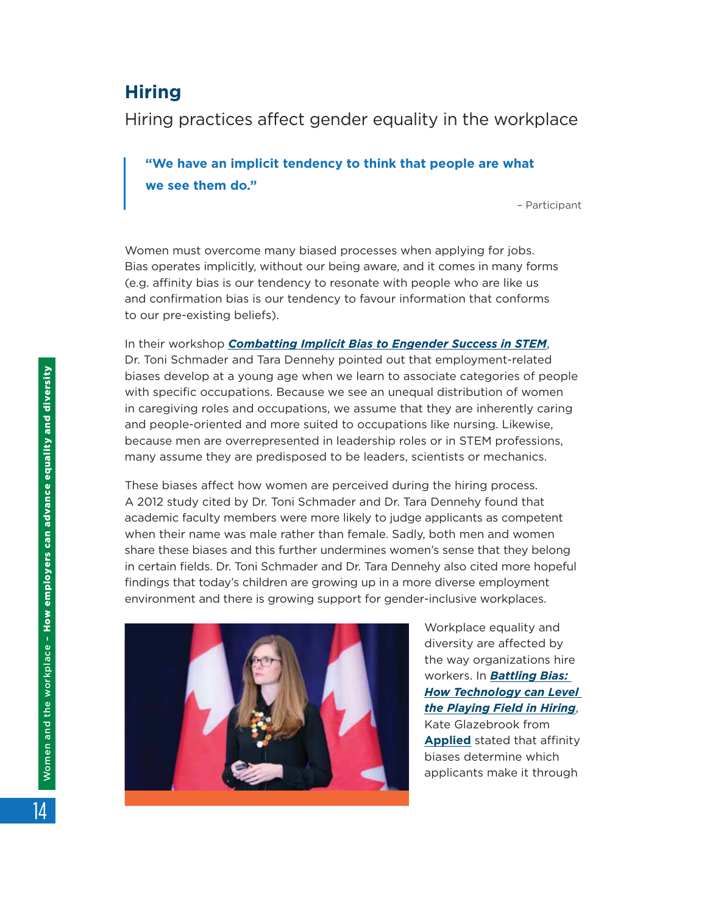## Hiring

Hiring practices affect gender equality in the workplace

> **"We have an implicit tendency to think that people are what we see them do."**
>
> – Participant

Women must overcome many biased processes when applying for jobs. Bias operates implicitly, without our being aware, and it comes in many forms (e.g. affinity bias is our tendency to resonate with people who are like us and confirmation bias is our tendency to favour information that conforms to our pre-existing beliefs).

In their workshop ***Combatting Implicit Bias to Engender Success in STEM***, Dr. Toni Schmader and Tara Dennehy pointed out that employment-related biases develop at a young age when we learn to associate categories of people with specific occupations. Because we see an unequal distribution of women in caregiving roles and occupations, we assume that they are inherently caring and people-oriented and more suited to occupations like nursing. Likewise, because men are overrepresented in leadership roles or in STEM professions, many assume they are predisposed to be leaders, scientists or mechanics.

These biases affect how women are perceived during the hiring process. A 2012 study cited by Dr. Toni Schmader and Dr. Tara Dennehy found that academic faculty members were more likely to judge applicants as competent when their name was male rather than female. Sadly, both men and women share these biases and this further undermines women's sense that they belong in certain fields. Dr. Toni Schmader and Dr. Tara Dennehy also cited more hopeful findings that today's children are growing up in a more diverse employment environment and there is growing support for gender-inclusive workplaces.

Workplace equality and diversity are affected by the way organizations hire workers. In ***Battling Bias: How Technology can Level the Playing Field in Hiring***, Kate Glazebrook from **Applied** stated that affinity biases determine which applicants make it through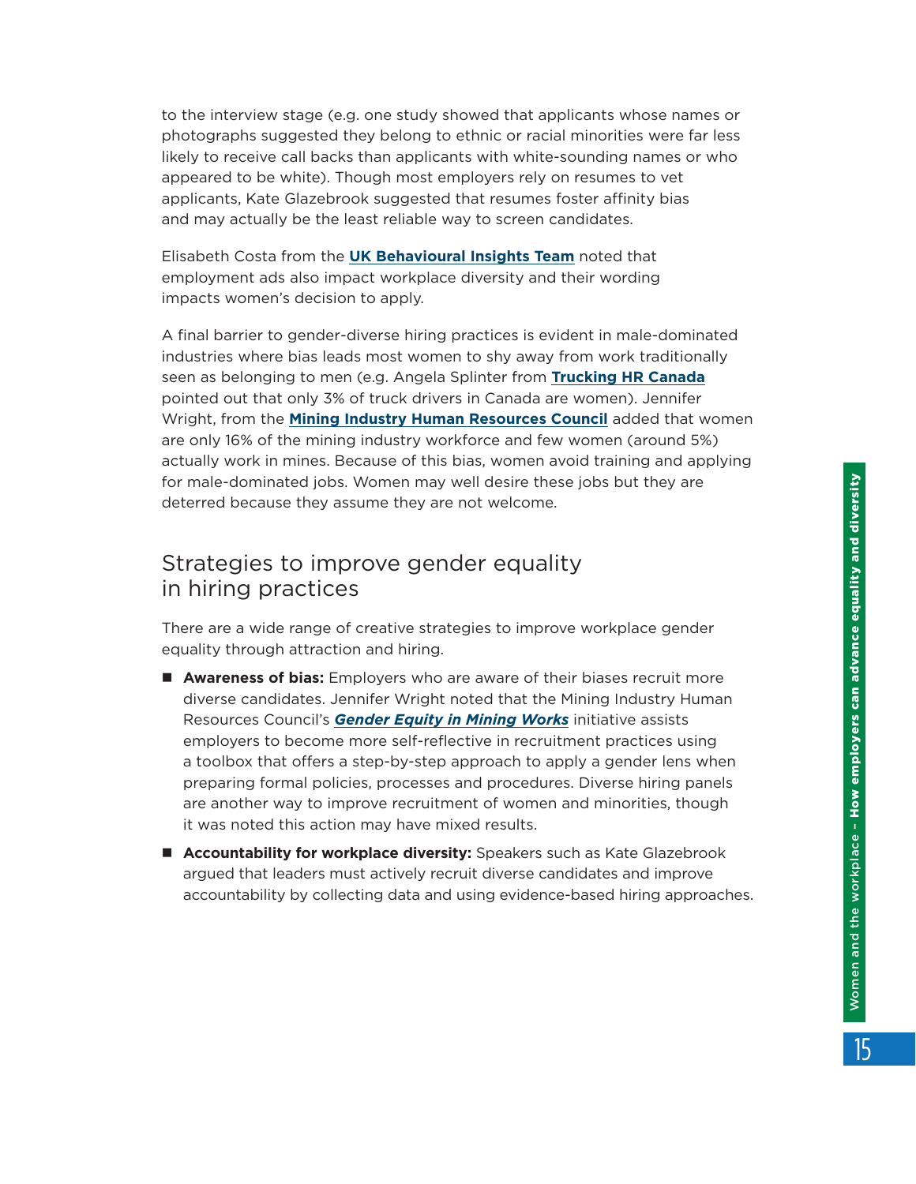to the interview stage (e.g. one study showed that applicants whose names or photographs suggested they belong to ethnic or racial minorities were far less likely to receive call backs than applicants with white-sounding names or who appeared to be white). Though most employers rely on resumes to vet applicants, Kate Glazebrook suggested that resumes foster affinity bias and may actually be the least reliable way to screen candidates.

Elisabeth Costa from the **UK Behavioural Insights Team** noted that employment ads also impact workplace diversity and their wording impacts women's decision to apply.

A final barrier to gender-diverse hiring practices is evident in male-dominated industries where bias leads most women to shy away from work traditionally seen as belonging to men (e.g. Angela Splinter from **Trucking HR Canada** pointed out that only 3% of truck drivers in Canada are women). Jennifer Wright, from the **Mining Industry Human Resources Council** added that women are only 16% of the mining industry workforce and few women (around 5%) actually work in mines. Because of this bias, women avoid training and applying for male-dominated jobs. Women may well desire these jobs but they are deterred because they assume they are not welcome.

## Strategies to improve gender equality in hiring practices

There are a wide range of creative strategies to improve workplace gender equality through attraction and hiring.

- **Awareness of bias:** Employers who are aware of their biases recruit more diverse candidates. Jennifer Wright noted that the Mining Industry Human Resources Council's ***Gender Equity in Mining Works*** initiative assists employers to become more self-reflective in recruitment practices using a toolbox that offers a step-by-step approach to apply a gender lens when preparing formal policies, processes and procedures. Diverse hiring panels are another way to improve recruitment of women and minorities, though it was noted this action may have mixed results.
- **Accountability for workplace diversity:** Speakers such as Kate Glazebrook argued that leaders must actively recruit diverse candidates and improve accountability by collecting data and using evidence-based hiring approaches.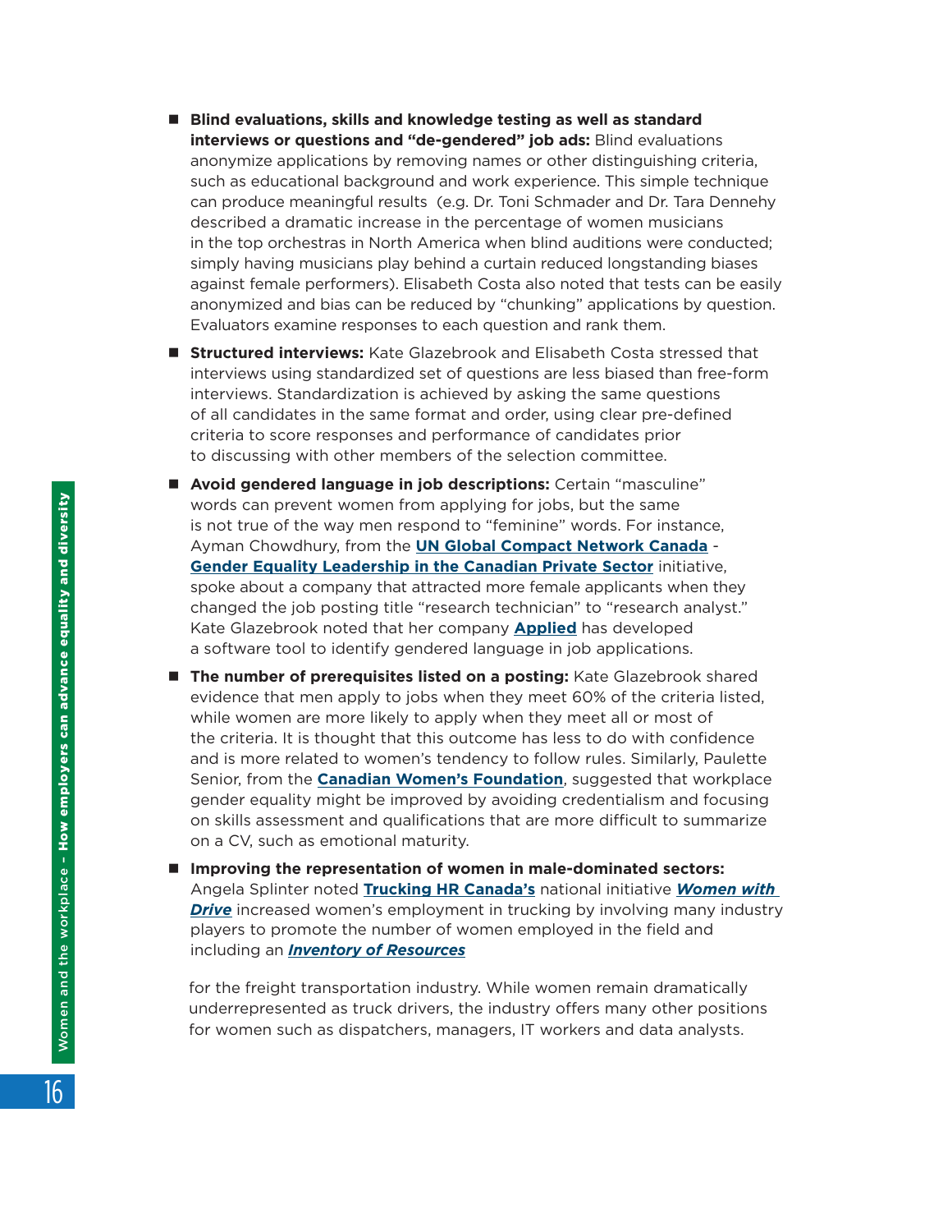- **Blind evaluations, skills and knowledge testing as well as standard interviews or questions and "de-gendered" job ads:** Blind evaluations anonymize applications by removing names or other distinguishing criteria, such as educational background and work experience. This simple technique can produce meaningful results (e.g. Dr. Toni Schmader and Dr. Tara Dennehy described a dramatic increase in the percentage of women musicians in the top orchestras in North America when blind auditions were conducted; simply having musicians play behind a curtain reduced longstanding biases against female performers). Elisabeth Costa also noted that tests can be easily anonymized and bias can be reduced by "chunking" applications by question. Evaluators examine responses to each question and rank them.
- **Structured interviews:** Kate Glazebrook and Elisabeth Costa stressed that interviews using standardized set of questions are less biased than free-form interviews. Standardization is achieved by asking the same questions of all candidates in the same format and order, using clear pre-defined criteria to score responses and performance of candidates prior to discussing with other members of the selection committee.
- **Avoid gendered language in job descriptions:** Certain "masculine" words can prevent women from applying for jobs, but the same is not true of the way men respond to "feminine" words. For instance, Ayman Chowdhury, from the **UN Global Compact Network Canada** - **Gender Equality Leadership in the Canadian Private Sector** initiative, spoke about a company that attracted more female applicants when they changed the job posting title "research technician" to "research analyst." Kate Glazebrook noted that her company **Applied** has developed a software tool to identify gendered language in job applications.
- **The number of prerequisites listed on a posting:** Kate Glazebrook shared evidence that men apply to jobs when they meet 60% of the criteria listed, while women are more likely to apply when they meet all or most of the criteria. It is thought that this outcome has less to do with confidence and is more related to women's tendency to follow rules. Similarly, Paulette Senior, from the **Canadian Women's Foundation**, suggested that workplace gender equality might be improved by avoiding credentialism and focusing on skills assessment and qualifications that are more difficult to summarize on a CV, such as emotional maturity.
- **Improving the representation of women in male-dominated sectors:** Angela Splinter noted **Trucking HR Canada's** national initiative ***Women with Drive*** increased women's employment in trucking by involving many industry players to promote the number of women employed in the field and including an ***Inventory of Resources***

  for the freight transportation industry. While women remain dramatically underrepresented as truck drivers, the industry offers many other positions for women such as dispatchers, managers, IT workers and data analysts.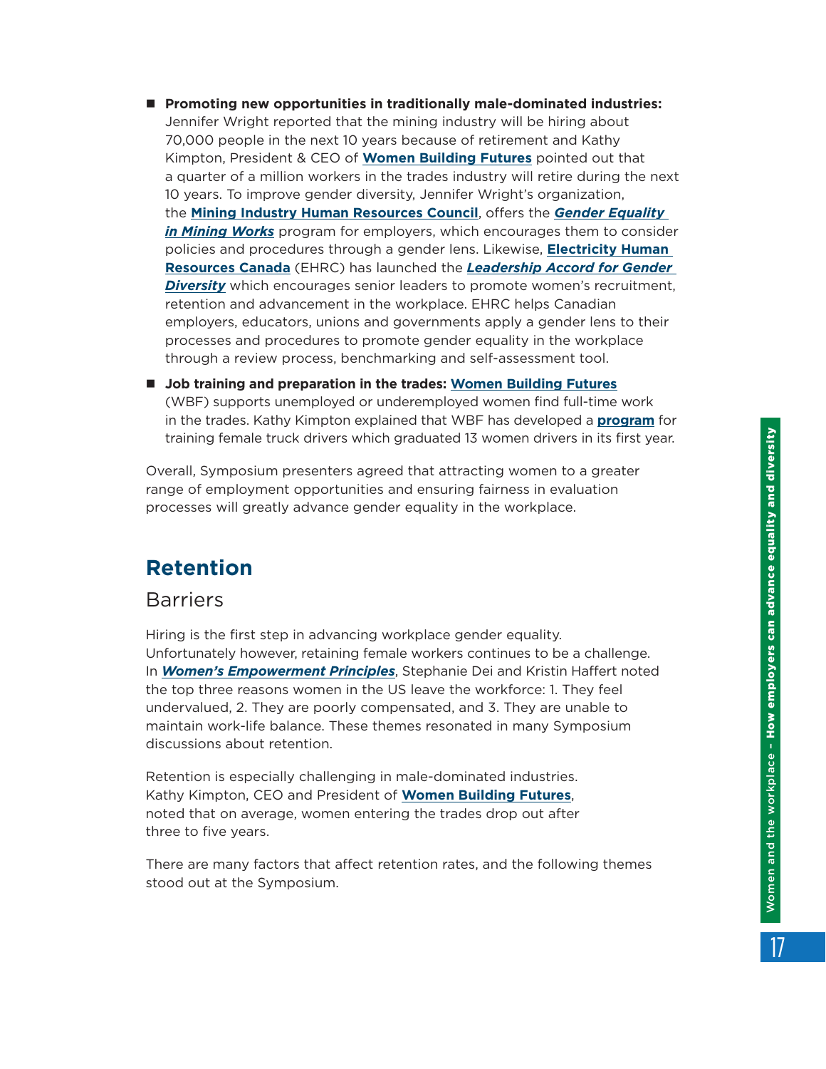- **Promoting new opportunities in traditionally male-dominated industries:** Jennifer Wright reported that the mining industry will be hiring about 70,000 people in the next 10 years because of retirement and Kathy Kimpton, President & CEO of **Women Building Futures** pointed out that a quarter of a million workers in the trades industry will retire during the next 10 years. To improve gender diversity, Jennifer Wright's organization, the **Mining Industry Human Resources Council**, offers the ***Gender Equality in Mining Works*** program for employers, which encourages them to consider policies and procedures through a gender lens. Likewise, **Electricity Human Resources Canada** (EHRC) has launched the ***Leadership Accord for Gender Diversity*** which encourages senior leaders to promote women's recruitment, retention and advancement in the workplace. EHRC helps Canadian employers, educators, unions and governments apply a gender lens to their processes and procedures to promote gender equality in the workplace through a review process, benchmarking and self-assessment tool.
- **Job training and preparation in the trades:** Women Building Futures (WBF) supports unemployed or underemployed women find full-time work in the trades. Kathy Kimpton explained that WBF has developed a **program** for training female truck drivers which graduated 13 women drivers in its first year.

Overall, Symposium presenters agreed that attracting women to a greater range of employment opportunities and ensuring fairness in evaluation processes will greatly advance gender equality in the workplace.

## Retention

### Barriers

Hiring is the first step in advancing workplace gender equality. Unfortunately however, retaining female workers continues to be a challenge. In ***Women's Empowerment Principles***, Stephanie Dei and Kristin Haffert noted the top three reasons women in the US leave the workforce: 1. They feel undervalued, 2. They are poorly compensated, and 3. They are unable to maintain work-life balance. These themes resonated in many Symposium discussions about retention.

Retention is especially challenging in male-dominated industries. Kathy Kimpton, CEO and President of **Women Building Futures**, noted that on average, women entering the trades drop out after three to five years.

There are many factors that affect retention rates, and the following themes stood out at the Symposium.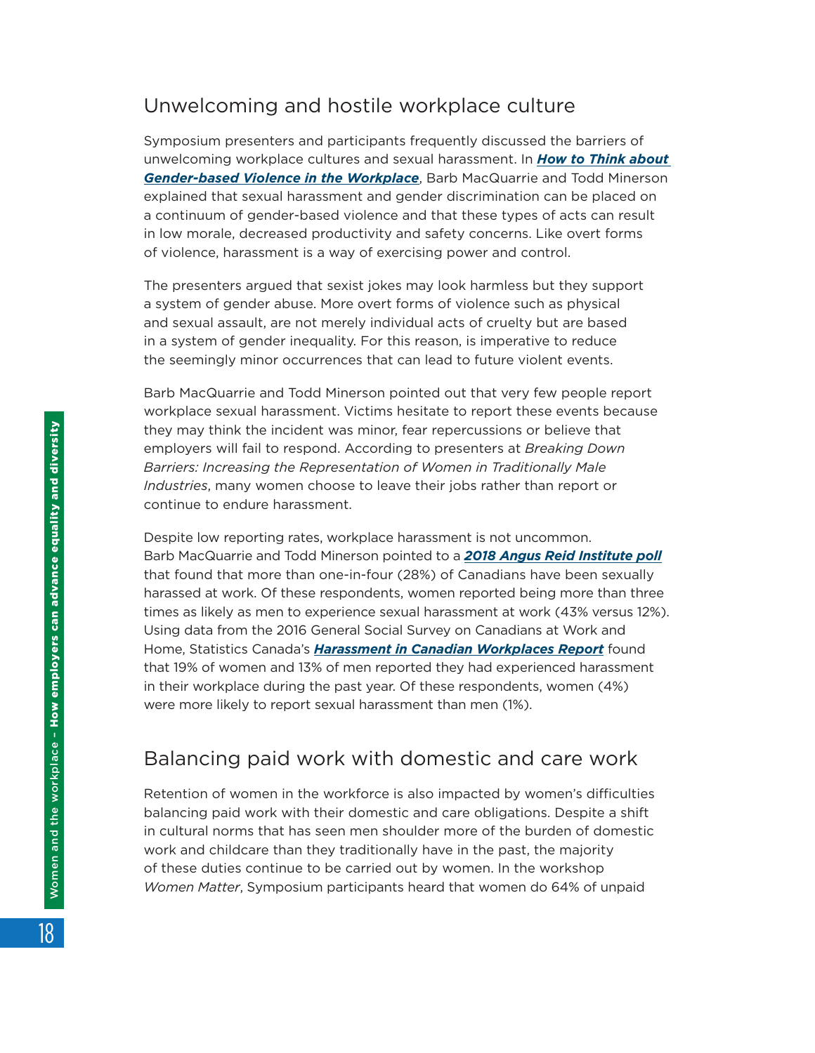## Unwelcoming and hostile workplace culture

Symposium presenters and participants frequently discussed the barriers of unwelcoming workplace cultures and sexual harassment. In ***How to Think about Gender-based Violence in the Workplace***, Barb MacQuarrie and Todd Minerson explained that sexual harassment and gender discrimination can be placed on a continuum of gender-based violence and that these types of acts can result in low morale, decreased productivity and safety concerns. Like overt forms of violence, harassment is a way of exercising power and control.

The presenters argued that sexist jokes may look harmless but they support a system of gender abuse. More overt forms of violence such as physical and sexual assault, are not merely individual acts of cruelty but are based in a system of gender inequality. For this reason, is imperative to reduce the seemingly minor occurrences that can lead to future violent events.

Barb MacQuarrie and Todd Minerson pointed out that very few people report workplace sexual harassment. Victims hesitate to report these events because they may think the incident was minor, fear repercussions or believe that employers will fail to respond. According to presenters at *Breaking Down Barriers: Increasing the Representation of Women in Traditionally Male Industries*, many women choose to leave their jobs rather than report or continue to endure harassment.

Despite low reporting rates, workplace harassment is not uncommon. Barb MacQuarrie and Todd Minerson pointed to a ***2018 Angus Reid Institute poll*** that found that more than one-in-four (28%) of Canadians have been sexually harassed at work. Of these respondents, women reported being more than three times as likely as men to experience sexual harassment at work (43% versus 12%). Using data from the 2016 General Social Survey on Canadians at Work and Home, Statistics Canada's ***Harassment in Canadian Workplaces Report*** found that 19% of women and 13% of men reported they had experienced harassment in their workplace during the past year. Of these respondents, women (4%) were more likely to report sexual harassment than men (1%).

## Balancing paid work with domestic and care work

Retention of women in the workforce is also impacted by women's difficulties balancing paid work with their domestic and care obligations. Despite a shift in cultural norms that has seen men shoulder more of the burden of domestic work and childcare than they traditionally have in the past, the majority of these duties continue to be carried out by women. In the workshop *Women Matter*, Symposium participants heard that women do 64% of unpaid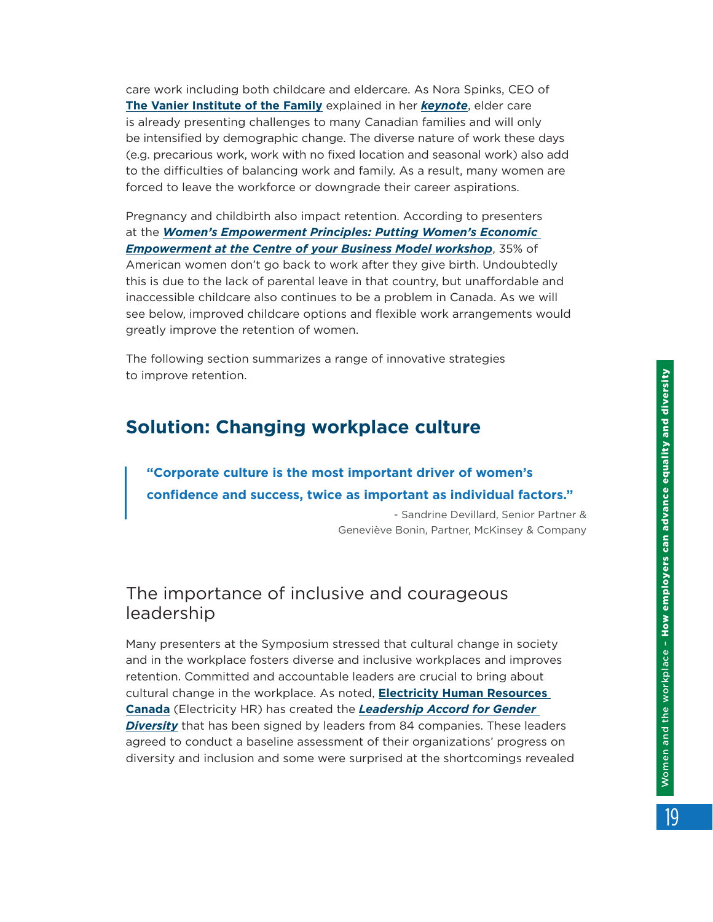care work including both childcare and eldercare. As Nora Spinks, CEO of **The Vanier Institute of the Family** explained in her ***keynote***, elder care is already presenting challenges to many Canadian families and will only be intensified by demographic change. The diverse nature of work these days (e.g. precarious work, work with no fixed location and seasonal work) also add to the difficulties of balancing work and family. As a result, many women are forced to leave the workforce or downgrade their career aspirations.

Pregnancy and childbirth also impact retention. According to presenters at the ***Women's Empowerment Principles: Putting Women's Economic Empowerment at the Centre of your Business Model workshop***, 35% of American women don't go back to work after they give birth. Undoubtedly this is due to the lack of parental leave in that country, but unaffordable and inaccessible childcare also continues to be a problem in Canada. As we will see below, improved childcare options and flexible work arrangements would greatly improve the retention of women.

The following section summarizes a range of innovative strategies to improve retention.

## Solution: Changing workplace culture

> **"Corporate culture is the most important driver of women's confidence and success, twice as important as individual factors."**
>
> \- Sandrine Devillard, Senior Partner & Geneviève Bonin, Partner, McKinsey & Company

### The importance of inclusive and courageous leadership

Many presenters at the Symposium stressed that cultural change in society and in the workplace fosters diverse and inclusive workplaces and improves retention. Committed and accountable leaders are crucial to bring about cultural change in the workplace. As noted, **Electricity Human Resources Canada** (Electricity HR) has created the ***Leadership Accord for Gender Diversity*** that has been signed by leaders from 84 companies. These leaders agreed to conduct a baseline assessment of their organizations' progress on diversity and inclusion and some were surprised at the shortcomings revealed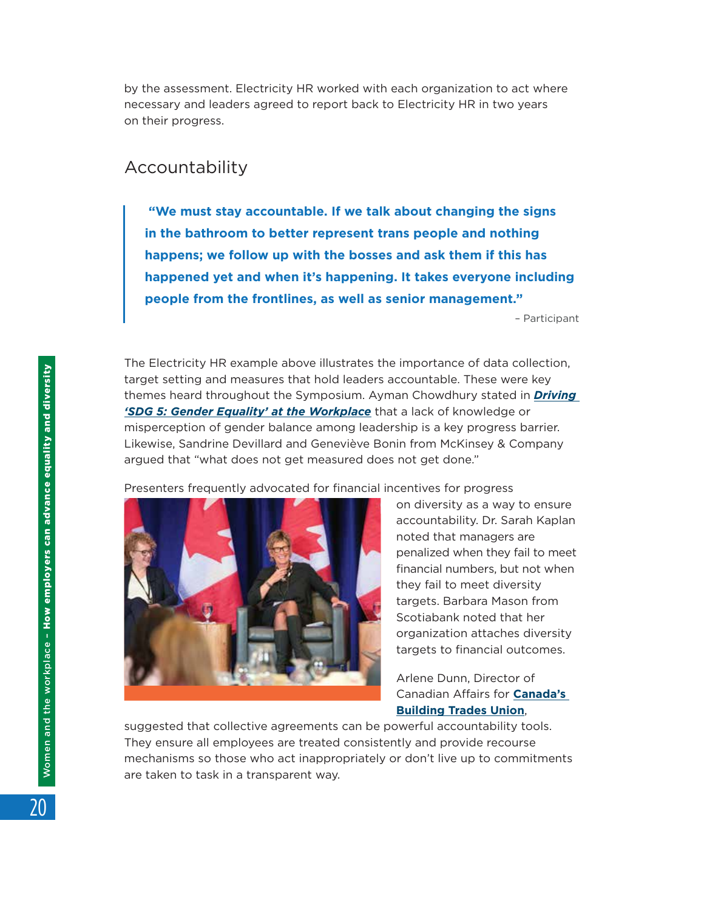by the assessment. Electricity HR worked with each organization to act where necessary and leaders agreed to report back to Electricity HR in two years on their progress.

## Accountability

> **"We must stay accountable. If we talk about changing the signs in the bathroom to better represent trans people and nothing happens; we follow up with the bosses and ask them if this has happened yet and when it's happening. It takes everyone including people from the frontlines, as well as senior management."**
>
> – Participant

The Electricity HR example above illustrates the importance of data collection, target setting and measures that hold leaders accountable. These were key themes heard throughout the Symposium. Ayman Chowdhury stated in ***Driving 'SDG 5: Gender Equality' at the Workplace*** that a lack of knowledge or misperception of gender balance among leadership is a key progress barrier. Likewise, Sandrine Devillard and Geneviève Bonin from McKinsey & Company argued that "what does not get measured does not get done."

Presenters frequently advocated for financial incentives for progress on diversity as a way to ensure accountability. Dr. Sarah Kaplan noted that managers are penalized when they fail to meet financial numbers, but not when they fail to meet diversity targets. Barbara Mason from Scotiabank noted that her organization attaches diversity targets to financial outcomes.

Arlene Dunn, Director of Canadian Affairs for **Canada's Building Trades Union**, suggested that collective agreements can be powerful accountability tools. They ensure all employees are treated consistently and provide recourse mechanisms so those who act inappropriately or don't live up to commitments are taken to task in a transparent way.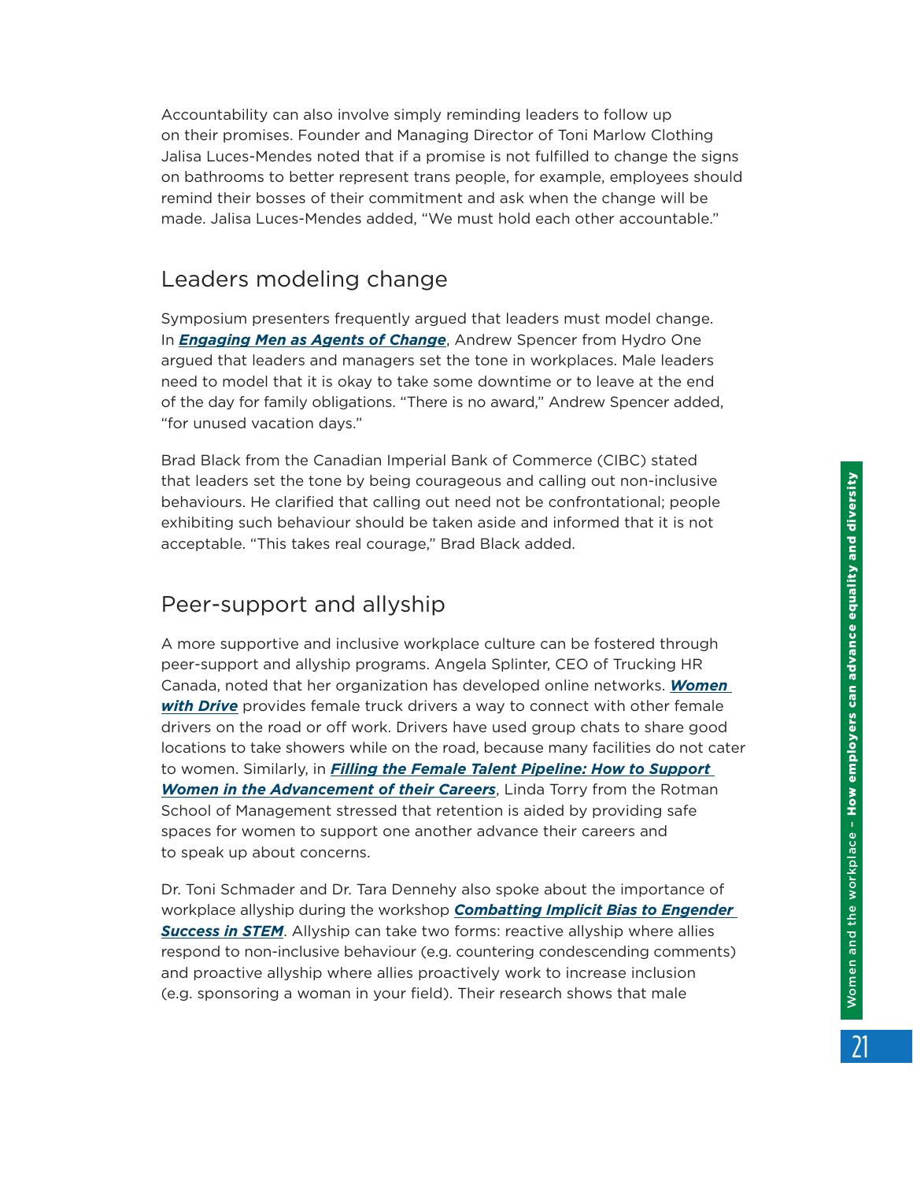Accountability can also involve simply reminding leaders to follow up on their promises. Founder and Managing Director of Toni Marlow Clothing Jalisa Luces-Mendes noted that if a promise is not fulfilled to change the signs on bathrooms to better represent trans people, for example, employees should remind their bosses of their commitment and ask when the change will be made. Jalisa Luces-Mendes added, "We must hold each other accountable."

## Leaders modeling change

Symposium presenters frequently argued that leaders must model change. In ***Engaging Men as Agents of Change***, Andrew Spencer from Hydro One argued that leaders and managers set the tone in workplaces. Male leaders need to model that it is okay to take some downtime or to leave at the end of the day for family obligations. "There is no award," Andrew Spencer added, "for unused vacation days."

Brad Black from the Canadian Imperial Bank of Commerce (CIBC) stated that leaders set the tone by being courageous and calling out non-inclusive behaviours. He clarified that calling out need not be confrontational; people exhibiting such behaviour should be taken aside and informed that it is not acceptable. "This takes real courage," Brad Black added.

## Peer-support and allyship

A more supportive and inclusive workplace culture can be fostered through peer-support and allyship programs. Angela Splinter, CEO of Trucking HR Canada, noted that her organization has developed online networks. ***Women with Drive*** provides female truck drivers a way to connect with other female drivers on the road or off work. Drivers have used group chats to share good locations to take showers while on the road, because many facilities do not cater to women. Similarly, in ***Filling the Female Talent Pipeline: How to Support Women in the Advancement of their Careers***, Linda Torry from the Rotman School of Management stressed that retention is aided by providing safe spaces for women to support one another advance their careers and to speak up about concerns.

Dr. Toni Schmader and Dr. Tara Dennehy also spoke about the importance of workplace allyship during the workshop ***Combatting Implicit Bias to Engender Success in STEM***. Allyship can take two forms: reactive allyship where allies respond to non-inclusive behaviour (e.g. countering condescending comments) and proactive allyship where allies proactively work to increase inclusion (e.g. sponsoring a woman in your field). Their research shows that male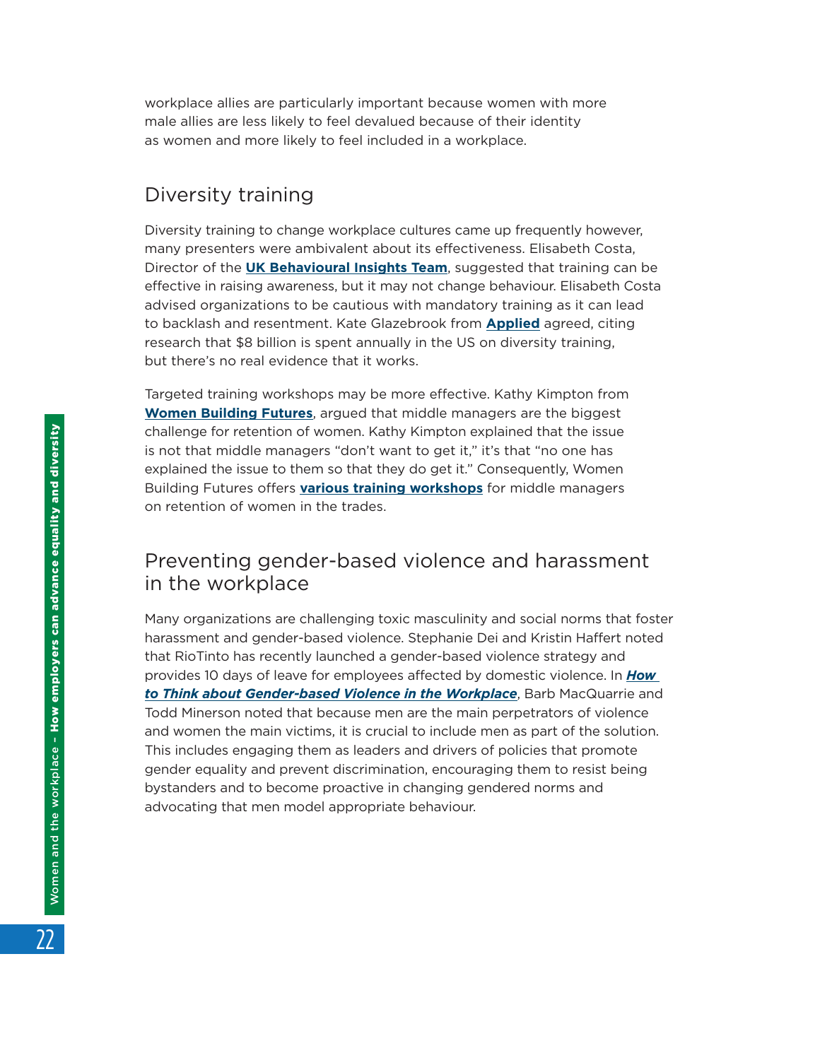workplace allies are particularly important because women with more male allies are less likely to feel devalued because of their identity as women and more likely to feel included in a workplace.

## Diversity training

Diversity training to change workplace cultures came up frequently however, many presenters were ambivalent about its effectiveness. Elisabeth Costa, Director of the **UK Behavioural Insights Team**, suggested that training can be effective in raising awareness, but it may not change behaviour. Elisabeth Costa advised organizations to be cautious with mandatory training as it can lead to backlash and resentment. Kate Glazebrook from **Applied** agreed, citing research that $8 billion is spent annually in the US on diversity training, but there's no real evidence that it works.

Targeted training workshops may be more effective. Kathy Kimpton from **Women Building Futures**, argued that middle managers are the biggest challenge for retention of women. Kathy Kimpton explained that the issue is not that middle managers "don't want to get it," it's that "no one has explained the issue to them so that they do get it." Consequently, Women Building Futures offers **various training workshops** for middle managers on retention of women in the trades.

## Preventing gender-based violence and harassment in the workplace

Many organizations are challenging toxic masculinity and social norms that foster harassment and gender-based violence. Stephanie Dei and Kristin Haffert noted that RioTinto has recently launched a gender-based violence strategy and provides 10 days of leave for employees affected by domestic violence. In ***How to Think about Gender-based Violence in the Workplace***, Barb MacQuarrie and Todd Minerson noted that because men are the main perpetrators of violence and women the main victims, it is crucial to include men as part of the solution. This includes engaging them as leaders and drivers of policies that promote gender equality and prevent discrimination, encouraging them to resist being bystanders and to become proactive in changing gendered norms and advocating that men model appropriate behaviour.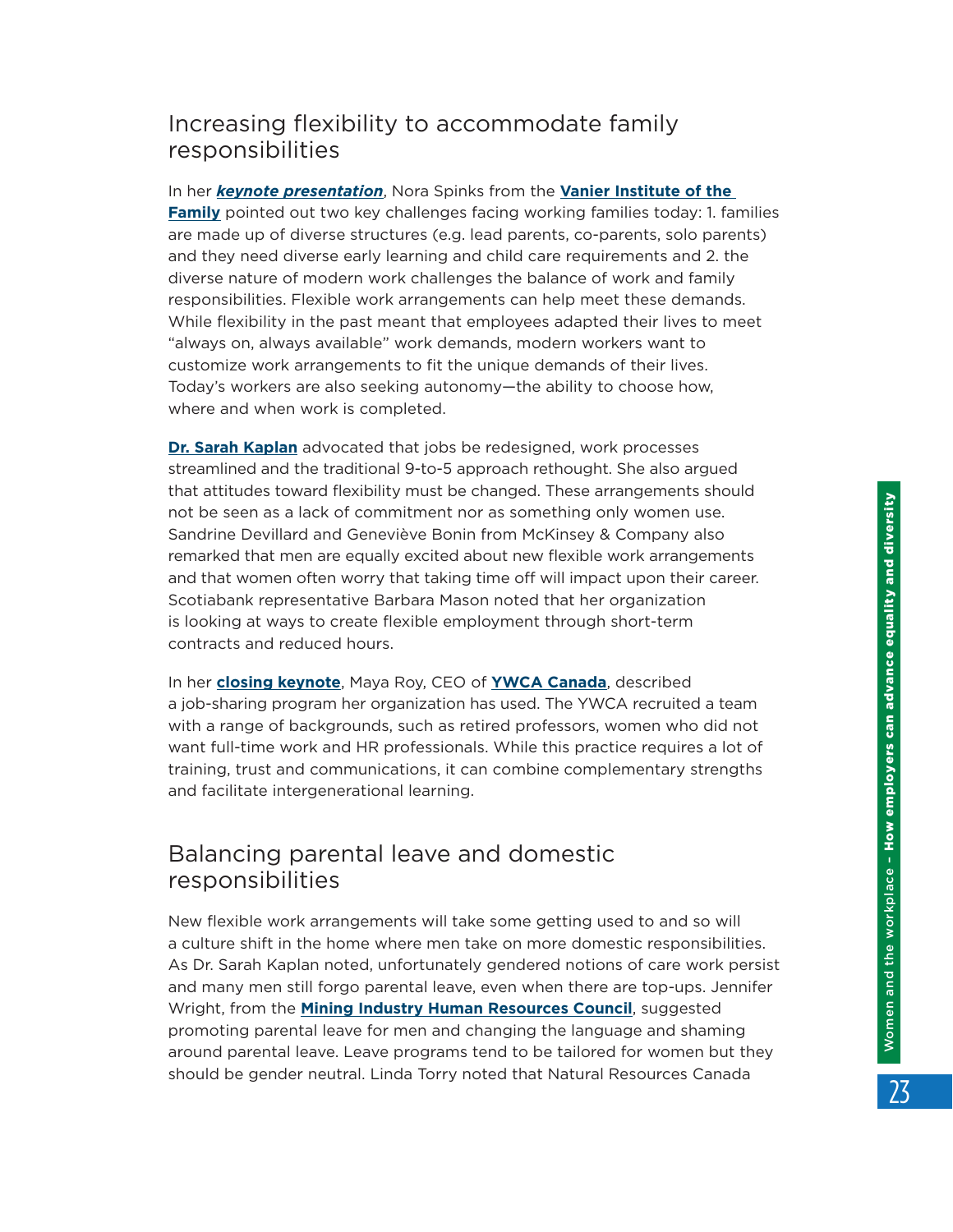## Increasing flexibility to accommodate family responsibilities

In her ***keynote presentation***, Nora Spinks from the **Vanier Institute of the Family** pointed out two key challenges facing working families today: 1. families are made up of diverse structures (e.g. lead parents, co-parents, solo parents) and they need diverse early learning and child care requirements and 2. the diverse nature of modern work challenges the balance of work and family responsibilities. Flexible work arrangements can help meet these demands. While flexibility in the past meant that employees adapted their lives to meet "always on, always available" work demands, modern workers want to customize work arrangements to fit the unique demands of their lives. Today's workers are also seeking autonomy—the ability to choose how, where and when work is completed.

**Dr. Sarah Kaplan** advocated that jobs be redesigned, work processes streamlined and the traditional 9-to-5 approach rethought. She also argued that attitudes toward flexibility must be changed. These arrangements should not be seen as a lack of commitment nor as something only women use. Sandrine Devillard and Geneviève Bonin from McKinsey & Company also remarked that men are equally excited about new flexible work arrangements and that women often worry that taking time off will impact upon their career. Scotiabank representative Barbara Mason noted that her organization is looking at ways to create flexible employment through short-term contracts and reduced hours.

In her **closing keynote**, Maya Roy, CEO of **YWCA Canada**, described a job-sharing program her organization has used. The YWCA recruited a team with a range of backgrounds, such as retired professors, women who did not want full-time work and HR professionals. While this practice requires a lot of training, trust and communications, it can combine complementary strengths and facilitate intergenerational learning.

## Balancing parental leave and domestic responsibilities

New flexible work arrangements will take some getting used to and so will a culture shift in the home where men take on more domestic responsibilities. As Dr. Sarah Kaplan noted, unfortunately gendered notions of care work persist and many men still forgo parental leave, even when there are top-ups. Jennifer Wright, from the **Mining Industry Human Resources Council**, suggested promoting parental leave for men and changing the language and shaming around parental leave. Leave programs tend to be tailored for women but they should be gender neutral. Linda Torry noted that Natural Resources Canada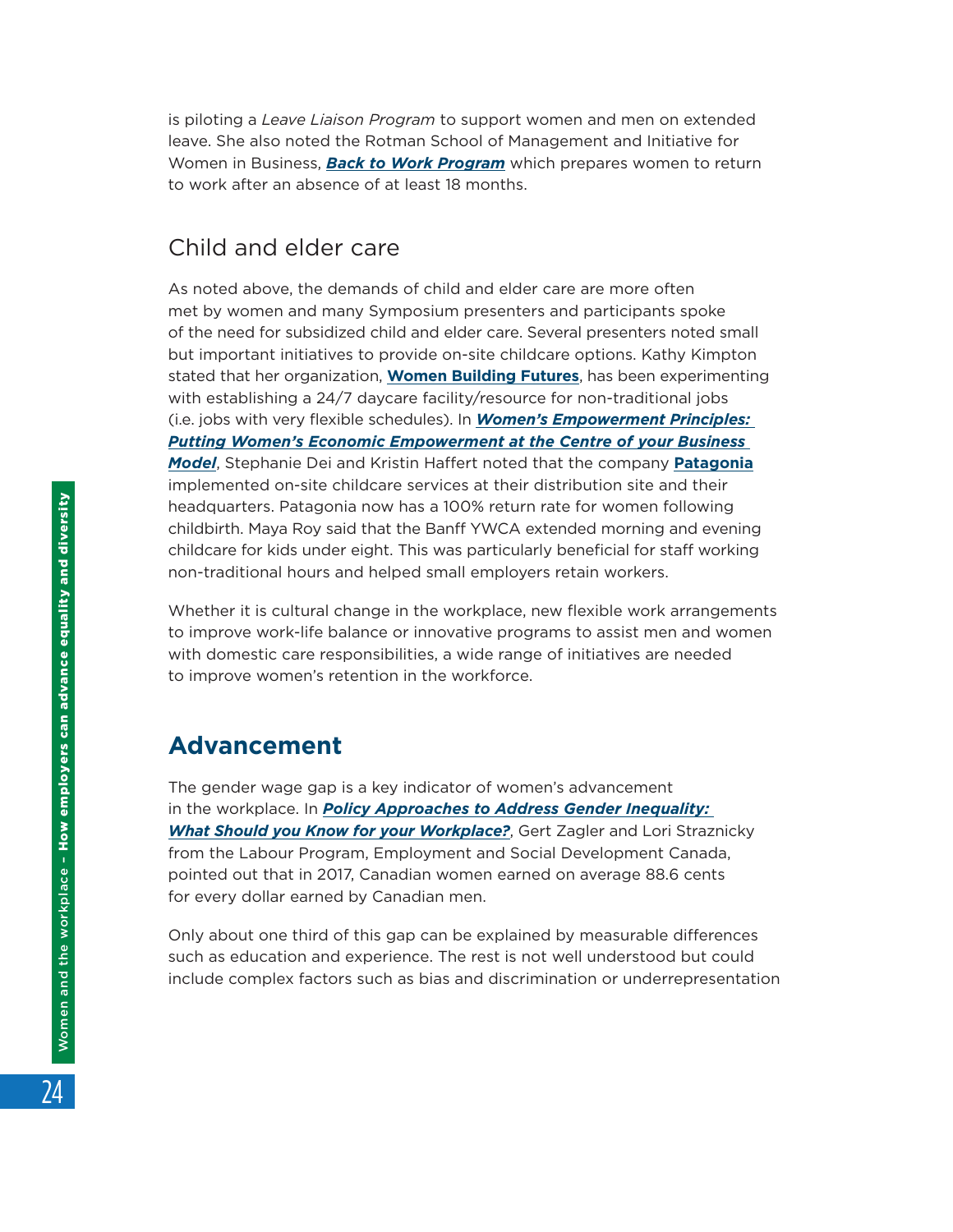is piloting a *Leave Liaison Program* to support women and men on extended leave. She also noted the Rotman School of Management and Initiative for Women in Business, ***Back to Work Program*** which prepares women to return to work after an absence of at least 18 months.

## Child and elder care

As noted above, the demands of child and elder care are more often met by women and many Symposium presenters and participants spoke of the need for subsidized child and elder care. Several presenters noted small but important initiatives to provide on-site childcare options. Kathy Kimpton stated that her organization, **Women Building Futures**, has been experimenting with establishing a 24/7 daycare facility/resource for non-traditional jobs (i.e. jobs with very flexible schedules). In ***Women's Empowerment Principles: Putting Women's Economic Empowerment at the Centre of your Business Model***, Stephanie Dei and Kristin Haffert noted that the company **Patagonia** implemented on-site childcare services at their distribution site and their headquarters. Patagonia now has a 100% return rate for women following childbirth. Maya Roy said that the Banff YWCA extended morning and evening childcare for kids under eight. This was particularly beneficial for staff working non-traditional hours and helped small employers retain workers.

Whether it is cultural change in the workplace, new flexible work arrangements to improve work-life balance or innovative programs to assist men and women with domestic care responsibilities, a wide range of initiatives are needed to improve women's retention in the workforce.

# Advancement

The gender wage gap is a key indicator of women's advancement in the workplace. In ***Policy Approaches to Address Gender Inequality: What Should you Know for your Workplace?***, Gert Zagler and Lori Straznicky from the Labour Program, Employment and Social Development Canada, pointed out that in 2017, Canadian women earned on average 88.6 cents for every dollar earned by Canadian men.

Only about one third of this gap can be explained by measurable differences such as education and experience. The rest is not well understood but could include complex factors such as bias and discrimination or underrepresentation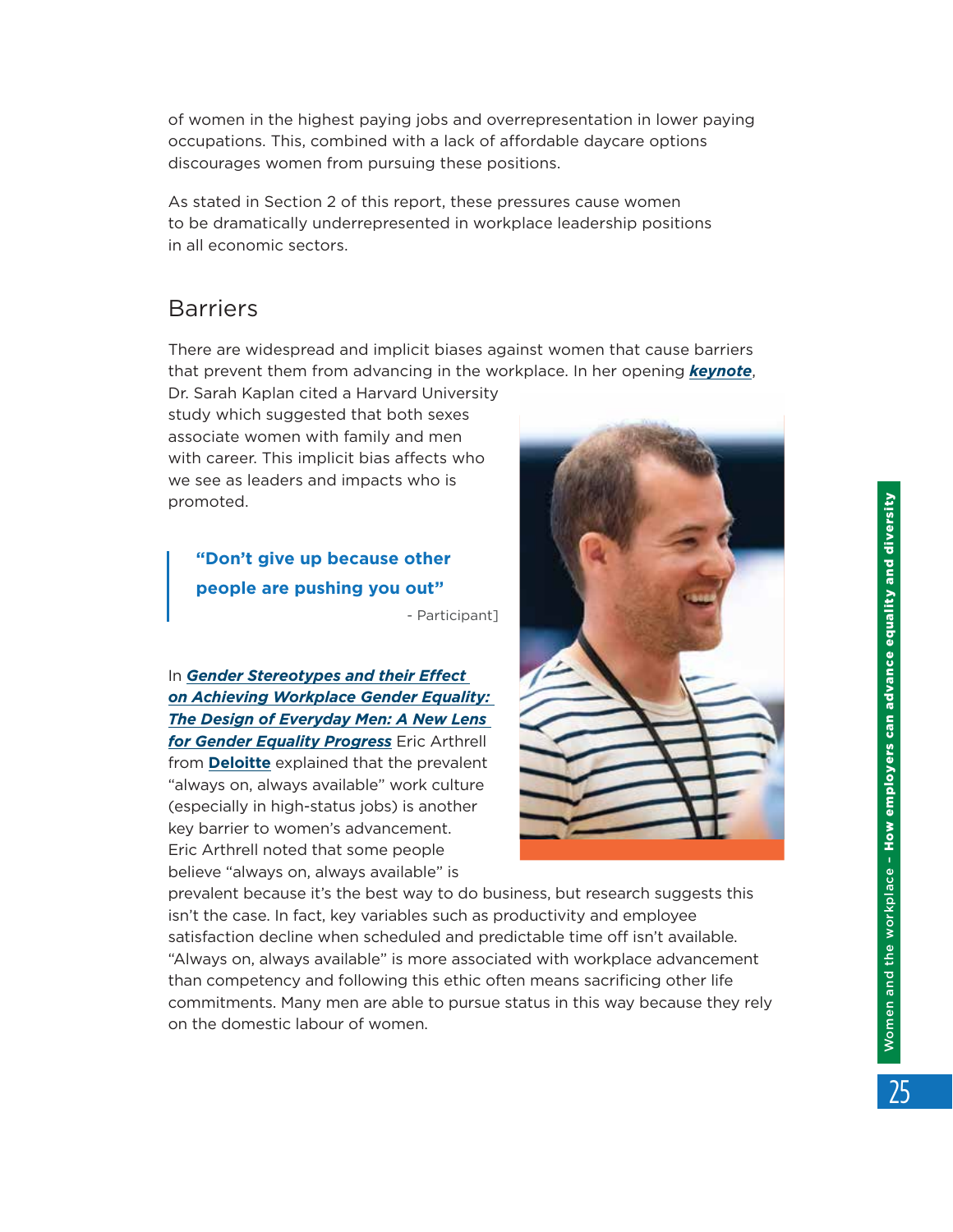of women in the highest paying jobs and overrepresentation in lower paying occupations. This, combined with a lack of affordable daycare options discourages women from pursuing these positions.

As stated in Section 2 of this report, these pressures cause women to be dramatically underrepresented in workplace leadership positions in all economic sectors.

## Barriers

There are widespread and implicit biases against women that cause barriers that prevent them from advancing in the workplace. In her opening ***keynote***, Dr. Sarah Kaplan cited a Harvard University study which suggested that both sexes associate women with family and men with career. This implicit bias affects who we see as leaders and impacts who is promoted.

> **"Don't give up because other people are pushing you out"**
>
> - Participant]

In ***Gender Stereotypes and their Effect on Achieving Workplace Gender Equality: The Design of Everyday Men: A New Lens for Gender Equality Progress*** Eric Arthrell from **Deloitte** explained that the prevalent "always on, always available" work culture (especially in high-status jobs) is another key barrier to women's advancement. Eric Arthrell noted that some people believe "always on, always available" is prevalent because it's the best way to do business, but research suggests this isn't the case. In fact, key variables such as productivity and employee satisfaction decline when scheduled and predictable time off isn't available. "Always on, always available" is more associated with workplace advancement than competency and following this ethic often means sacrificing other life commitments. Many men are able to pursue status in this way because they rely on the domestic labour of women.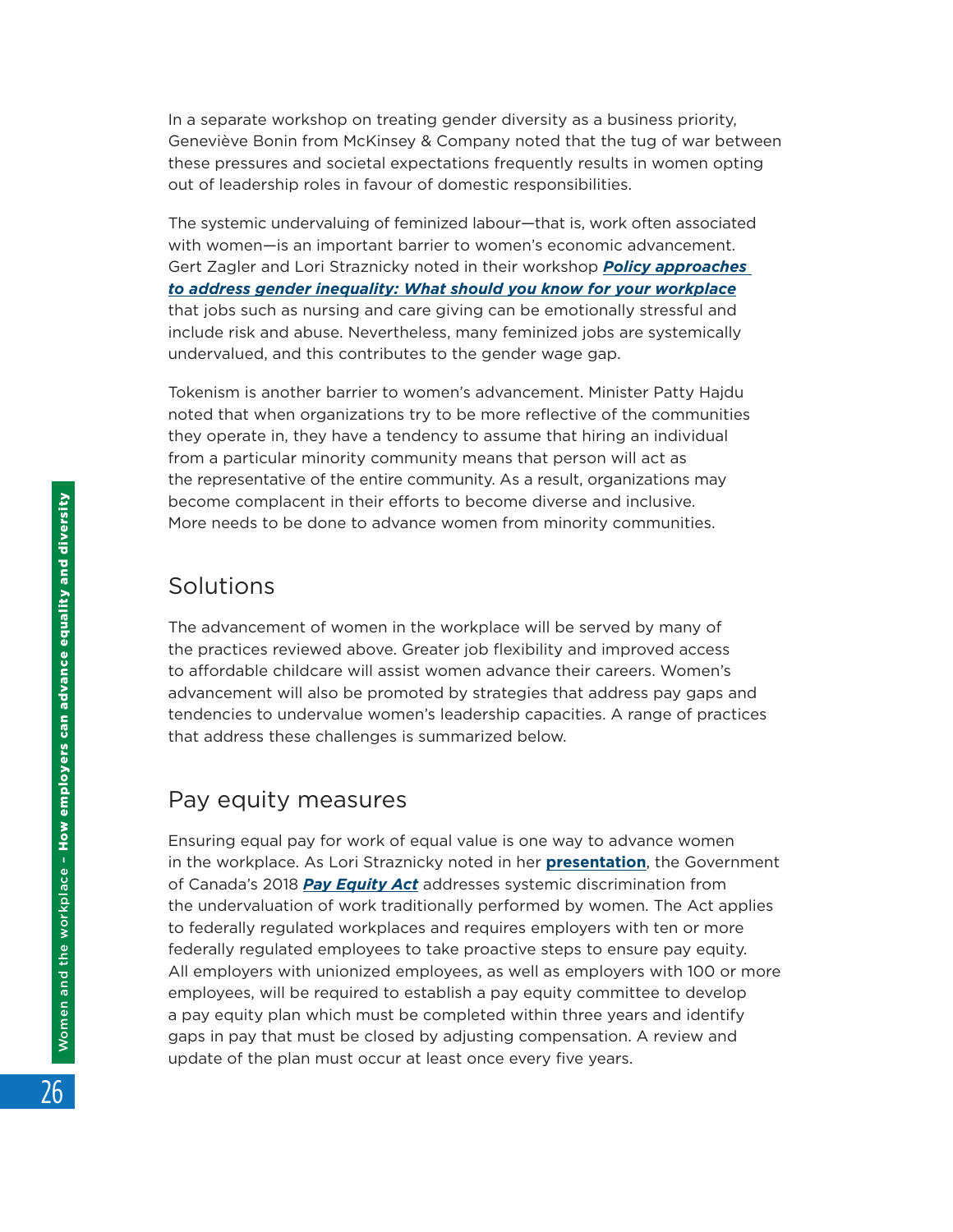In a separate workshop on treating gender diversity as a business priority, Geneviève Bonin from McKinsey & Company noted that the tug of war between these pressures and societal expectations frequently results in women opting out of leadership roles in favour of domestic responsibilities.

The systemic undervaluing of feminized labour—that is, work often associated with women—is an important barrier to women's economic advancement. Gert Zagler and Lori Straznicky noted in their workshop ***Policy approaches to address gender inequality: What should you know for your workplace*** that jobs such as nursing and care giving can be emotionally stressful and include risk and abuse. Nevertheless, many feminized jobs are systemically undervalued, and this contributes to the gender wage gap.

Tokenism is another barrier to women's advancement. Minister Patty Hajdu noted that when organizations try to be more reflective of the communities they operate in, they have a tendency to assume that hiring an individual from a particular minority community means that person will act as the representative of the entire community. As a result, organizations may become complacent in their efforts to become diverse and inclusive. More needs to be done to advance women from minority communities.

## Solutions

The advancement of women in the workplace will be served by many of the practices reviewed above. Greater job flexibility and improved access to affordable childcare will assist women advance their careers. Women's advancement will also be promoted by strategies that address pay gaps and tendencies to undervalue women's leadership capacities. A range of practices that address these challenges is summarized below.

## Pay equity measures

Ensuring equal pay for work of equal value is one way to advance women in the workplace. As Lori Straznicky noted in her **presentation**, the Government of Canada's 2018 ***Pay Equity Act*** addresses systemic discrimination from the undervaluation of work traditionally performed by women. The Act applies to federally regulated workplaces and requires employers with ten or more federally regulated employees to take proactive steps to ensure pay equity. All employers with unionized employees, as well as employers with 100 or more employees, will be required to establish a pay equity committee to develop a pay equity plan which must be completed within three years and identify gaps in pay that must be closed by adjusting compensation. A review and update of the plan must occur at least once every five years.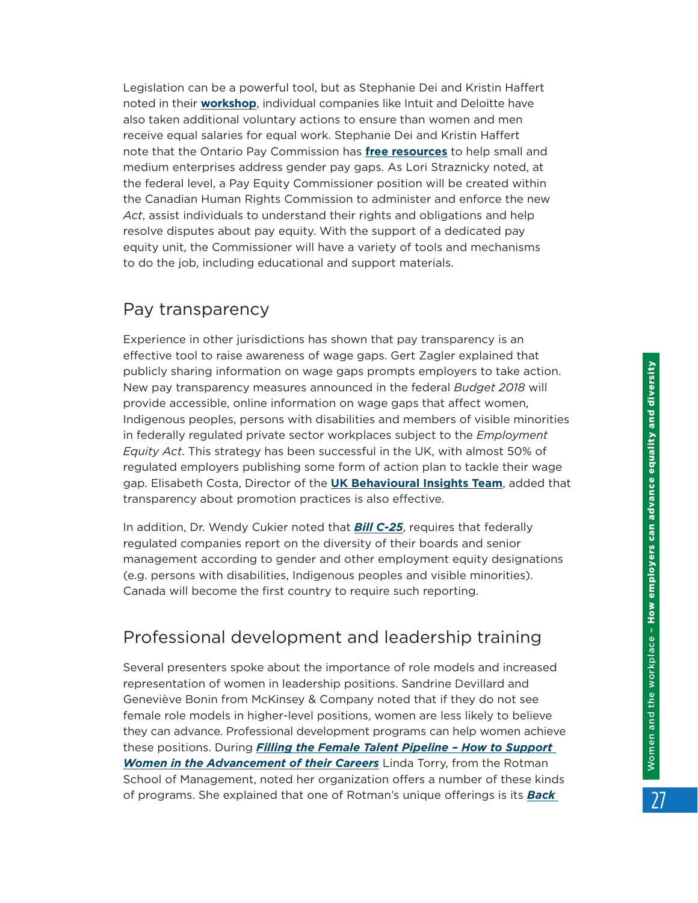Legislation can be a powerful tool, but as Stephanie Dei and Kristin Haffert noted in their **workshop**, individual companies like Intuit and Deloitte have also taken additional voluntary actions to ensure than women and men receive equal salaries for equal work. Stephanie Dei and Kristin Haffert note that the Ontario Pay Commission has **free resources** to help small and medium enterprises address gender pay gaps. As Lori Straznicky noted, at the federal level, a Pay Equity Commissioner position will be created within the Canadian Human Rights Commission to administer and enforce the new *Act*, assist individuals to understand their rights and obligations and help resolve disputes about pay equity. With the support of a dedicated pay equity unit, the Commissioner will have a variety of tools and mechanisms to do the job, including educational and support materials.

## Pay transparency

Experience in other jurisdictions has shown that pay transparency is an effective tool to raise awareness of wage gaps. Gert Zagler explained that publicly sharing information on wage gaps prompts employers to take action. New pay transparency measures announced in the federal *Budget 2018* will provide accessible, online information on wage gaps that affect women, Indigenous peoples, persons with disabilities and members of visible minorities in federally regulated private sector workplaces subject to the *Employment Equity Act*. This strategy has been successful in the UK, with almost 50% of regulated employers publishing some form of action plan to tackle their wage gap. Elisabeth Costa, Director of the **UK Behavioural Insights Team**, added that transparency about promotion practices is also effective.

In addition, Dr. Wendy Cukier noted that ***Bill C-25***, requires that federally regulated companies report on the diversity of their boards and senior management according to gender and other employment equity designations (e.g. persons with disabilities, Indigenous peoples and visible minorities). Canada will become the first country to require such reporting.

## Professional development and leadership training

Several presenters spoke about the importance of role models and increased representation of women in leadership positions. Sandrine Devillard and Geneviève Bonin from McKinsey & Company noted that if they do not see female role models in higher-level positions, women are less likely to believe they can advance. Professional development programs can help women achieve these positions. During ***Filling the Female Talent Pipeline – How to Support Women in the Advancement of their Careers*** Linda Torry, from the Rotman School of Management, noted her organization offers a number of these kinds of programs. She explained that one of Rotman's unique offerings is its ***Back***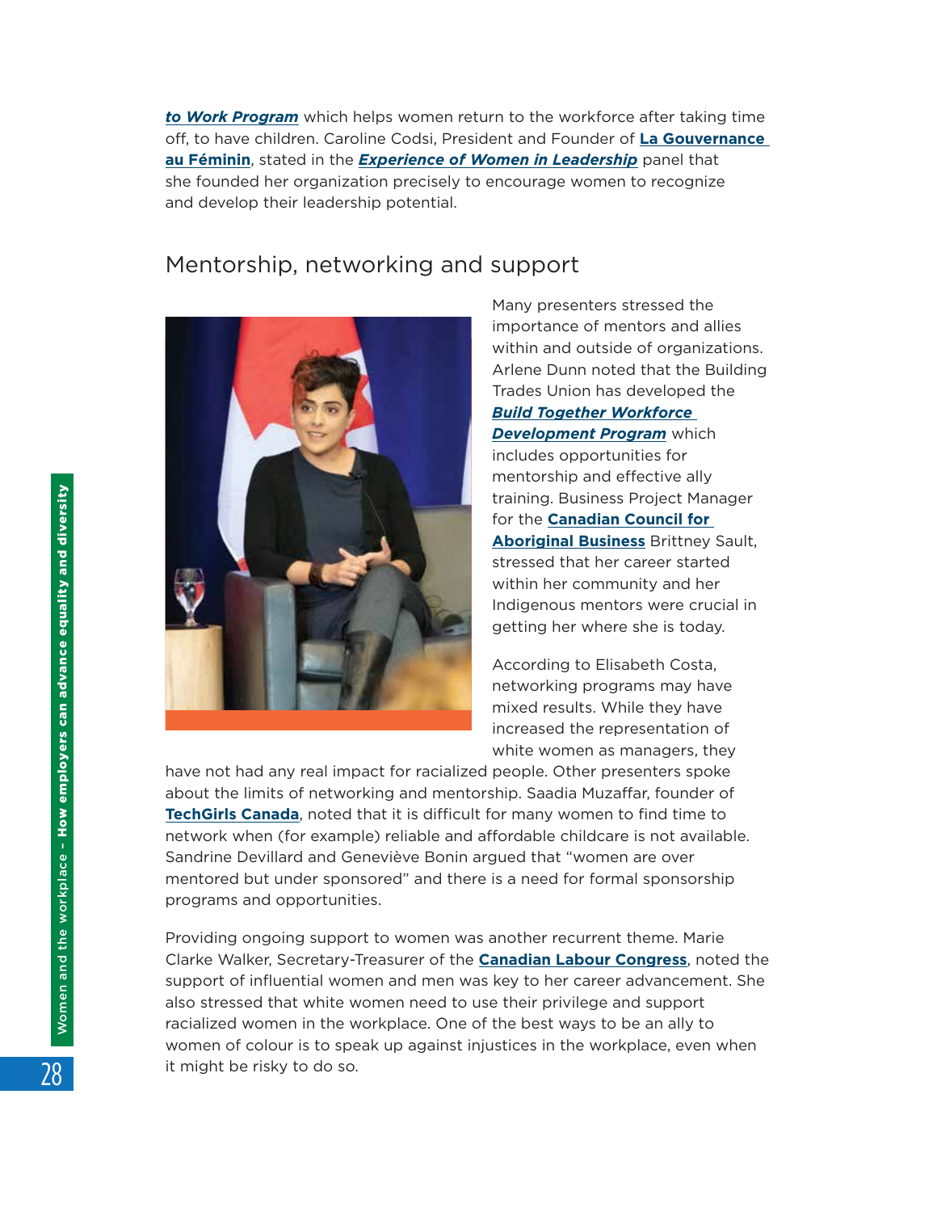***to Work Program*** which helps women return to the workforce after taking time off, to have children. Caroline Codsi, President and Founder of **La Gouvernance au Féminin**, stated in the ***Experience of Women in Leadership*** panel that she founded her organization precisely to encourage women to recognize and develop their leadership potential.

## Mentorship, networking and support

Many presenters stressed the importance of mentors and allies within and outside of organizations. Arlene Dunn noted that the Building Trades Union has developed the ***Build Together Workforce Development Program*** which includes opportunities for mentorship and effective ally training. Business Project Manager for the **Canadian Council for Aboriginal Business** Brittney Sault, stressed that her career started within her community and her Indigenous mentors were crucial in getting her where she is today.

According to Elisabeth Costa, networking programs may have mixed results. While they have increased the representation of white women as managers, they have not had any real impact for racialized people. Other presenters spoke about the limits of networking and mentorship. Saadia Muzaffar, founder of **TechGirls Canada**, noted that it is difficult for many women to find time to network when (for example) reliable and affordable childcare is not available. Sandrine Devillard and Geneviève Bonin argued that "women are over mentored but under sponsored" and there is a need for formal sponsorship programs and opportunities.

Providing ongoing support to women was another recurrent theme. Marie Clarke Walker, Secretary-Treasurer of the **Canadian Labour Congress**, noted the support of influential women and men was key to her career advancement. She also stressed that white women need to use their privilege and support racialized women in the workplace. One of the best ways to be an ally to women of colour is to speak up against injustices in the workplace, even when it might be risky to do so.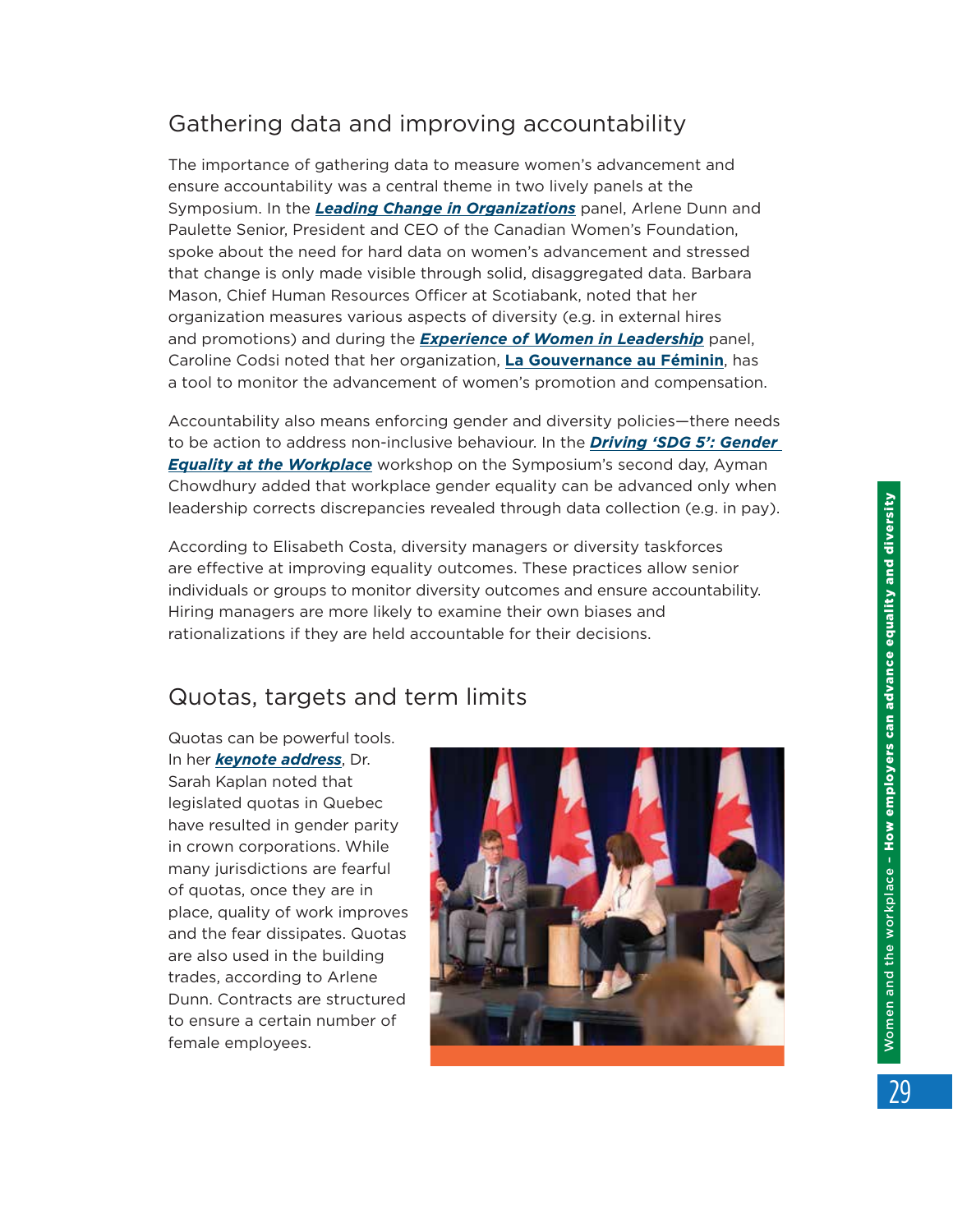## Gathering data and improving accountability

The importance of gathering data to measure women's advancement and ensure accountability was a central theme in two lively panels at the Symposium. In the ***Leading Change in Organizations*** panel, Arlene Dunn and Paulette Senior, President and CEO of the Canadian Women's Foundation, spoke about the need for hard data on women's advancement and stressed that change is only made visible through solid, disaggregated data. Barbara Mason, Chief Human Resources Officer at Scotiabank, noted that her organization measures various aspects of diversity (e.g. in external hires and promotions) and during the ***Experience of Women in Leadership*** panel, Caroline Codsi noted that her organization, **La Gouvernance au Féminin**, has a tool to monitor the advancement of women's promotion and compensation.

Accountability also means enforcing gender and diversity policies—there needs to be action to address non-inclusive behaviour. In the ***Driving 'SDG 5': Gender Equality at the Workplace*** workshop on the Symposium's second day, Ayman Chowdhury added that workplace gender equality can be advanced only when leadership corrects discrepancies revealed through data collection (e.g. in pay).

According to Elisabeth Costa, diversity managers or diversity taskforces are effective at improving equality outcomes. These practices allow senior individuals or groups to monitor diversity outcomes and ensure accountability. Hiring managers are more likely to examine their own biases and rationalizations if they are held accountable for their decisions.

## Quotas, targets and term limits

Quotas can be powerful tools. In her ***keynote address***, Dr. Sarah Kaplan noted that legislated quotas in Quebec have resulted in gender parity in crown corporations. While many jurisdictions are fearful of quotas, once they are in place, quality of work improves and the fear dissipates. Quotas are also used in the building trades, according to Arlene Dunn. Contracts are structured to ensure a certain number of female employees.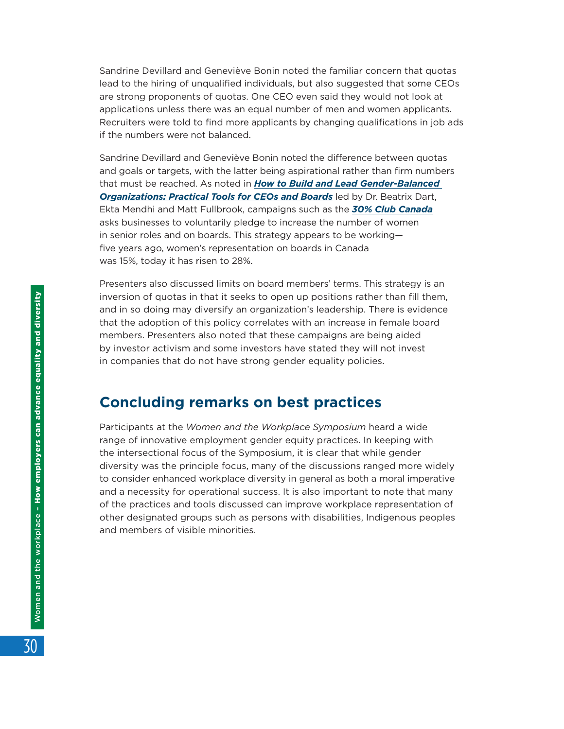Sandrine Devillard and Geneviève Bonin noted the familiar concern that quotas lead to the hiring of unqualified individuals, but also suggested that some CEOs are strong proponents of quotas. One CEO even said they would not look at applications unless there was an equal number of men and women applicants. Recruiters were told to find more applicants by changing qualifications in job ads if the numbers were not balanced.

Sandrine Devillard and Geneviève Bonin noted the difference between quotas and goals or targets, with the latter being aspirational rather than firm numbers that must be reached. As noted in ***How to Build and Lead Gender-Balanced Organizations: Practical Tools for CEOs and Boards*** led by Dr. Beatrix Dart, Ekta Mendhi and Matt Fullbrook, campaigns such as the ***30% Club Canada*** asks businesses to voluntarily pledge to increase the number of women in senior roles and on boards. This strategy appears to be working—five years ago, women's representation on boards in Canada was 15%, today it has risen to 28%.

Presenters also discussed limits on board members' terms. This strategy is an inversion of quotas in that it seeks to open up positions rather than fill them, and in so doing may diversify an organization's leadership. There is evidence that the adoption of this policy correlates with an increase in female board members. Presenters also noted that these campaigns are being aided by investor activism and some investors have stated they will not invest in companies that do not have strong gender equality policies.

## Concluding remarks on best practices

Participants at the *Women and the Workplace Symposium* heard a wide range of innovative employment gender equity practices. In keeping with the intersectional focus of the Symposium, it is clear that while gender diversity was the principle focus, many of the discussions ranged more widely to consider enhanced workplace diversity in general as both a moral imperative and a necessity for operational success. It is also important to note that many of the practices and tools discussed can improve workplace representation of other designated groups such as persons with disabilities, Indigenous peoples and members of visible minorities.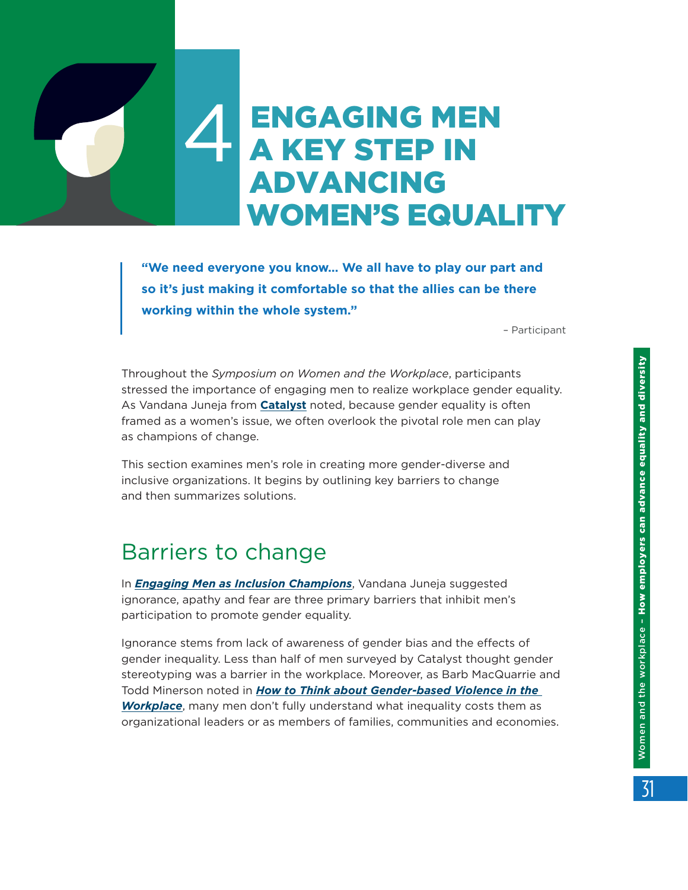# 4 ENGAGING MEN A KEY STEP IN ADVANCING WOMEN'S EQUALITY

> **"We need everyone you know... We all have to play our part and so it's just making it comfortable so that the allies can be there working within the whole system."**
>
> – Participant

Throughout the *Symposium on Women and the Workplace*, participants stressed the importance of engaging men to realize workplace gender equality. As Vandana Juneja from **Catalyst** noted, because gender equality is often framed as a women's issue, we often overlook the pivotal role men can play as champions of change.

This section examines men's role in creating more gender-diverse and inclusive organizations. It begins by outlining key barriers to change and then summarizes solutions.

## Barriers to change

In ***Engaging Men as Inclusion Champions***, Vandana Juneja suggested ignorance, apathy and fear are three primary barriers that inhibit men's participation to promote gender equality.

Ignorance stems from lack of awareness of gender bias and the effects of gender inequality. Less than half of men surveyed by Catalyst thought gender stereotyping was a barrier in the workplace. Moreover, as Barb MacQuarrie and Todd Minerson noted in ***How to Think about Gender-based Violence in the Workplace***, many men don't fully understand what inequality costs them as organizational leaders or as members of families, communities and economies.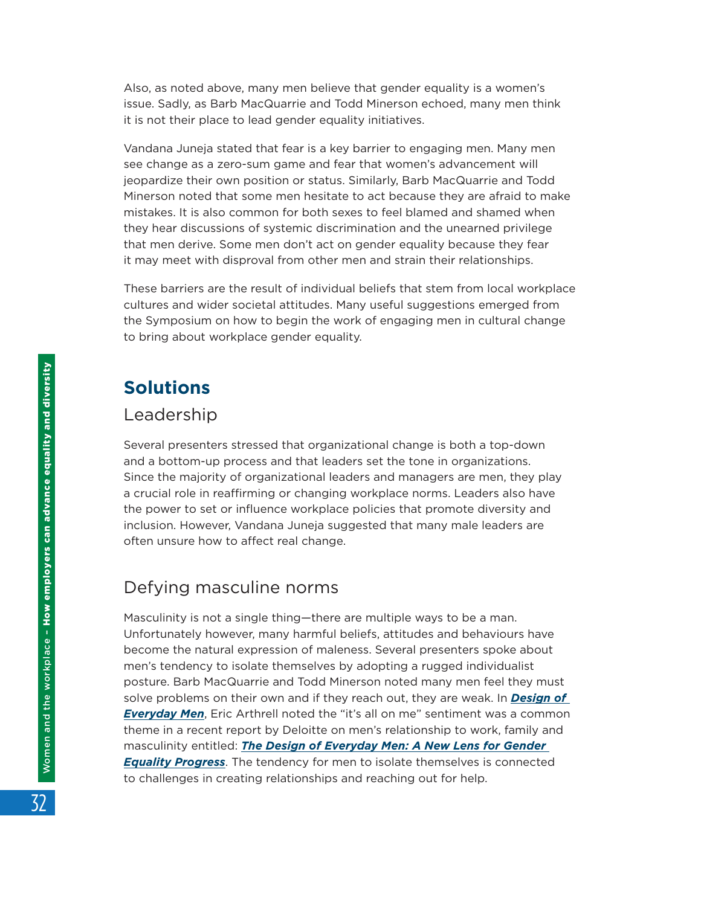Also, as noted above, many men believe that gender equality is a women's issue. Sadly, as Barb MacQuarrie and Todd Minerson echoed, many men think it is not their place to lead gender equality initiatives.

Vandana Juneja stated that fear is a key barrier to engaging men. Many men see change as a zero-sum game and fear that women's advancement will jeopardize their own position or status. Similarly, Barb MacQuarrie and Todd Minerson noted that some men hesitate to act because they are afraid to make mistakes. It is also common for both sexes to feel blamed and shamed when they hear discussions of systemic discrimination and the unearned privilege that men derive. Some men don't act on gender equality because they fear it may meet with disproval from other men and strain their relationships.

These barriers are the result of individual beliefs that stem from local workplace cultures and wider societal attitudes. Many useful suggestions emerged from the Symposium on how to begin the work of engaging men in cultural change to bring about workplace gender equality.

## Solutions

### Leadership

Several presenters stressed that organizational change is both a top-down and a bottom-up process and that leaders set the tone in organizations. Since the majority of organizational leaders and managers are men, they play a crucial role in reaffirming or changing workplace norms. Leaders also have the power to set or influence workplace policies that promote diversity and inclusion. However, Vandana Juneja suggested that many male leaders are often unsure how to affect real change.

### Defying masculine norms

Masculinity is not a single thing—there are multiple ways to be a man. Unfortunately however, many harmful beliefs, attitudes and behaviours have become the natural expression of maleness. Several presenters spoke about men's tendency to isolate themselves by adopting a rugged individualist posture. Barb MacQuarrie and Todd Minerson noted many men feel they must solve problems on their own and if they reach out, they are weak. In ***Design of Everyday Men***, Eric Arthrell noted the "it's all on me" sentiment was a common theme in a recent report by Deloitte on men's relationship to work, family and masculinity entitled: ***The Design of Everyday Men: A New Lens for Gender Equality Progress***. The tendency for men to isolate themselves is connected to challenges in creating relationships and reaching out for help.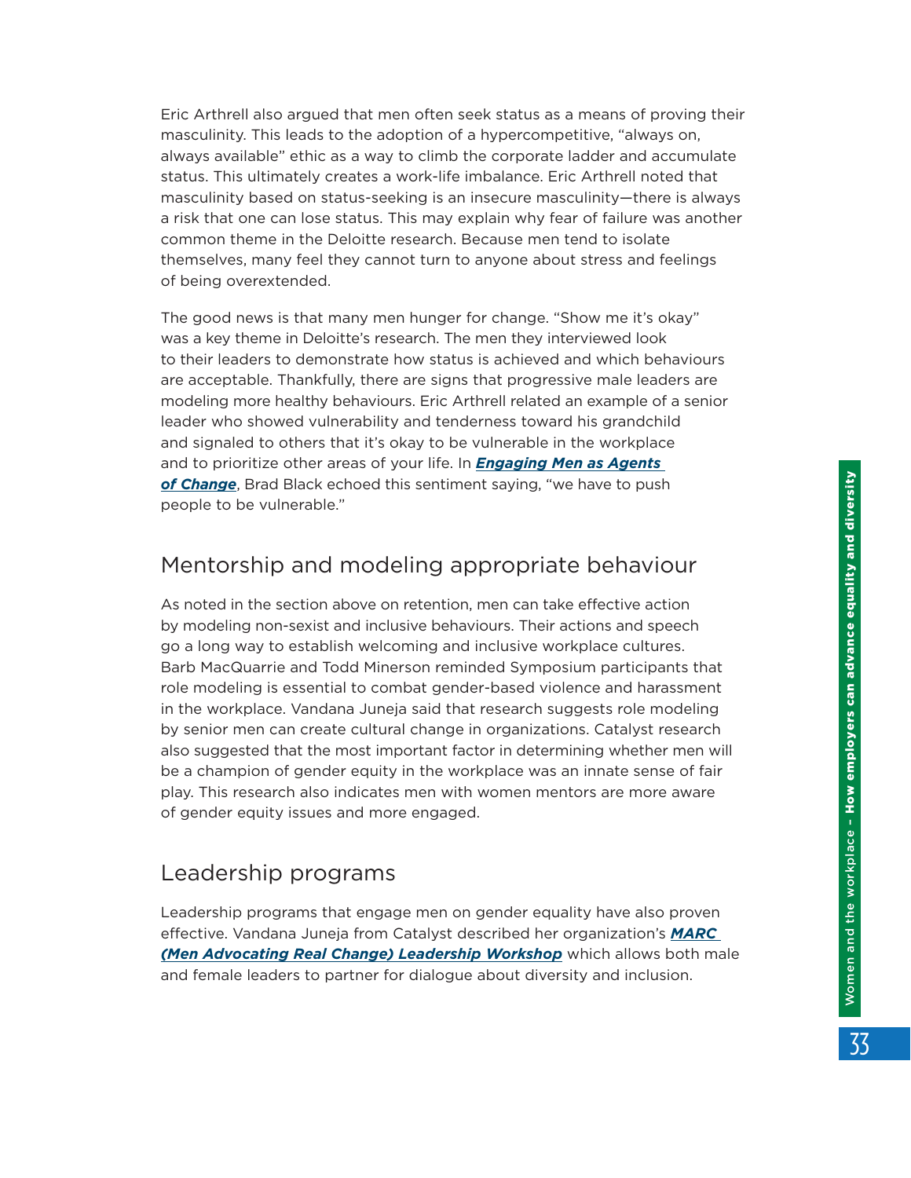Eric Arthrell also argued that men often seek status as a means of proving their masculinity. This leads to the adoption of a hypercompetitive, "always on, always available" ethic as a way to climb the corporate ladder and accumulate status. This ultimately creates a work-life imbalance. Eric Arthrell noted that masculinity based on status-seeking is an insecure masculinity—there is always a risk that one can lose status. This may explain why fear of failure was another common theme in the Deloitte research. Because men tend to isolate themselves, many feel they cannot turn to anyone about stress and feelings of being overextended.

The good news is that many men hunger for change. "Show me it's okay" was a key theme in Deloitte's research. The men they interviewed look to their leaders to demonstrate how status is achieved and which behaviours are acceptable. Thankfully, there are signs that progressive male leaders are modeling more healthy behaviours. Eric Arthrell related an example of a senior leader who showed vulnerability and tenderness toward his grandchild and signaled to others that it's okay to be vulnerable in the workplace and to prioritize other areas of your life. In ***Engaging Men as Agents of Change***, Brad Black echoed this sentiment saying, "we have to push people to be vulnerable."

## Mentorship and modeling appropriate behaviour

As noted in the section above on retention, men can take effective action by modeling non-sexist and inclusive behaviours. Their actions and speech go a long way to establish welcoming and inclusive workplace cultures. Barb MacQuarrie and Todd Minerson reminded Symposium participants that role modeling is essential to combat gender-based violence and harassment in the workplace. Vandana Juneja said that research suggests role modeling by senior men can create cultural change in organizations. Catalyst research also suggested that the most important factor in determining whether men will be a champion of gender equity in the workplace was an innate sense of fair play. This research also indicates men with women mentors are more aware of gender equity issues and more engaged.

## Leadership programs

Leadership programs that engage men on gender equality have also proven effective. Vandana Juneja from Catalyst described her organization's ***MARC (Men Advocating Real Change) Leadership Workshop*** which allows both male and female leaders to partner for dialogue about diversity and inclusion.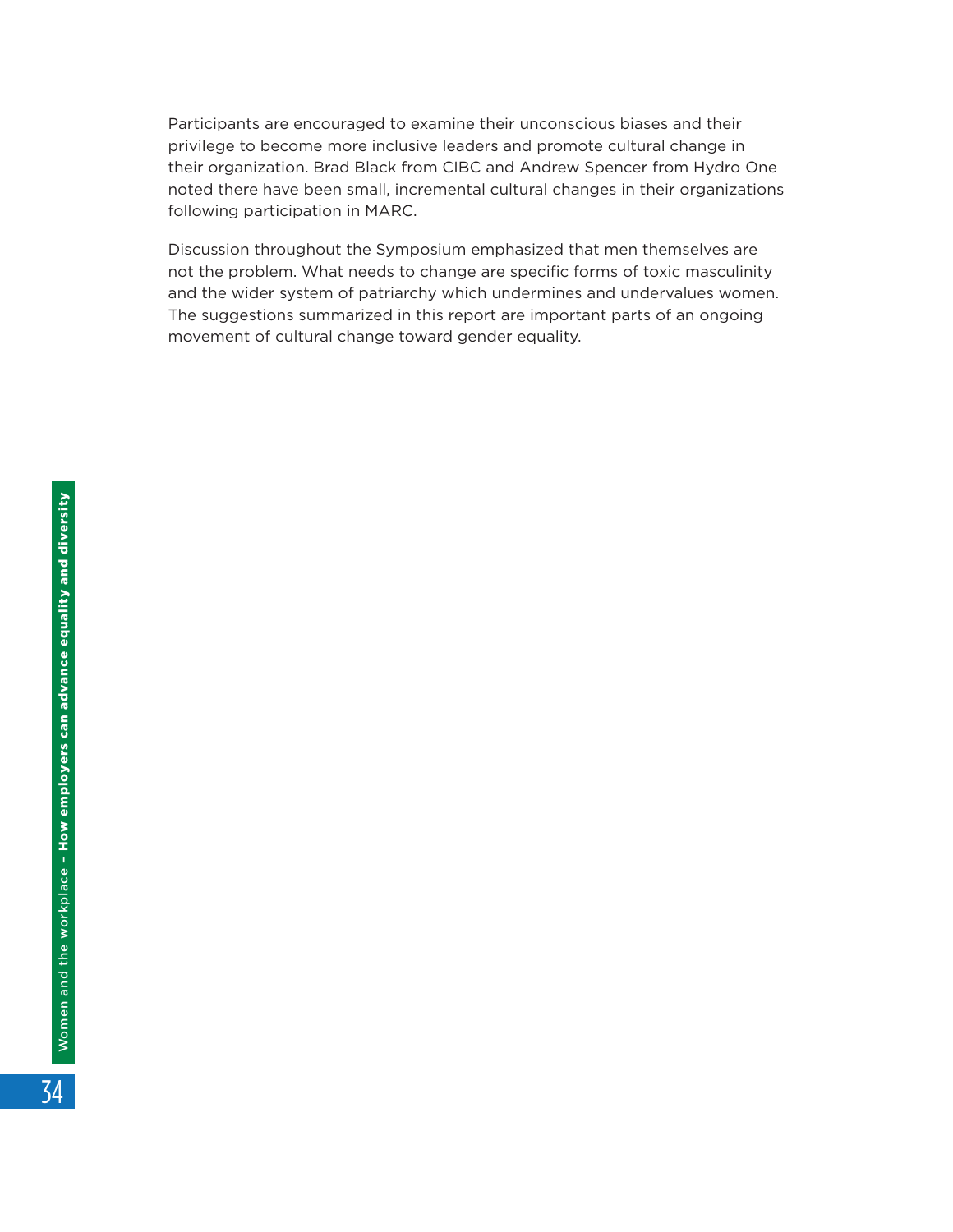Participants are encouraged to examine their unconscious biases and their privilege to become more inclusive leaders and promote cultural change in their organization. Brad Black from CIBC and Andrew Spencer from Hydro One noted there have been small, incremental cultural changes in their organizations following participation in MARC.

Discussion throughout the Symposium emphasized that men themselves are not the problem. What needs to change are specific forms of toxic masculinity and the wider system of patriarchy which undermines and undervalues women. The suggestions summarized in this report are important parts of an ongoing movement of cultural change toward gender equality.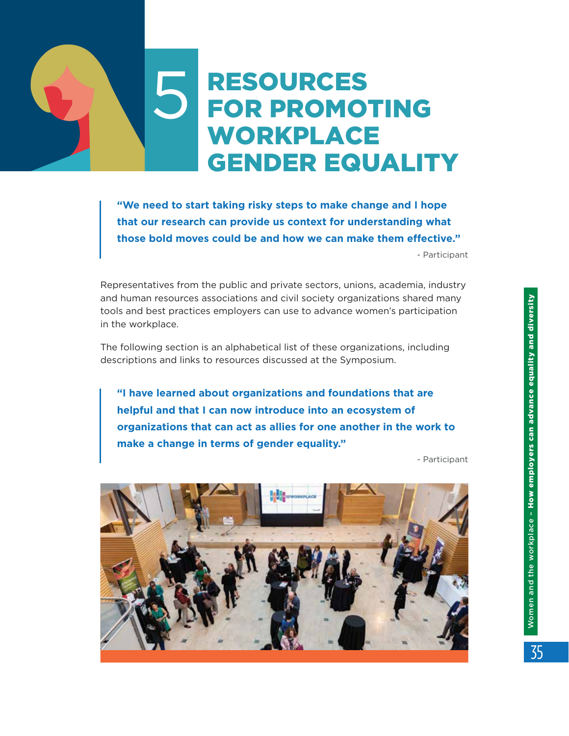# 5 RESOURCES FOR PROMOTING WORKPLACE GENDER EQUALITY

> **"We need to start taking risky steps to make change and I hope that our research can provide us context for understanding what those bold moves could be and how we can make them effective."**
>
> \- Participant

Representatives from the public and private sectors, unions, academia, industry and human resources associations and civil society organizations shared many tools and best practices employers can use to advance women's participation in the workplace.

The following section is an alphabetical list of these organizations, including descriptions and links to resources discussed at the Symposium.

> **"I have learned about organizations and foundations that are helpful and that I can now introduce into an ecosystem of organizations that can act as allies for one another in the work to make a change in terms of gender equality."**
>
> \- Participant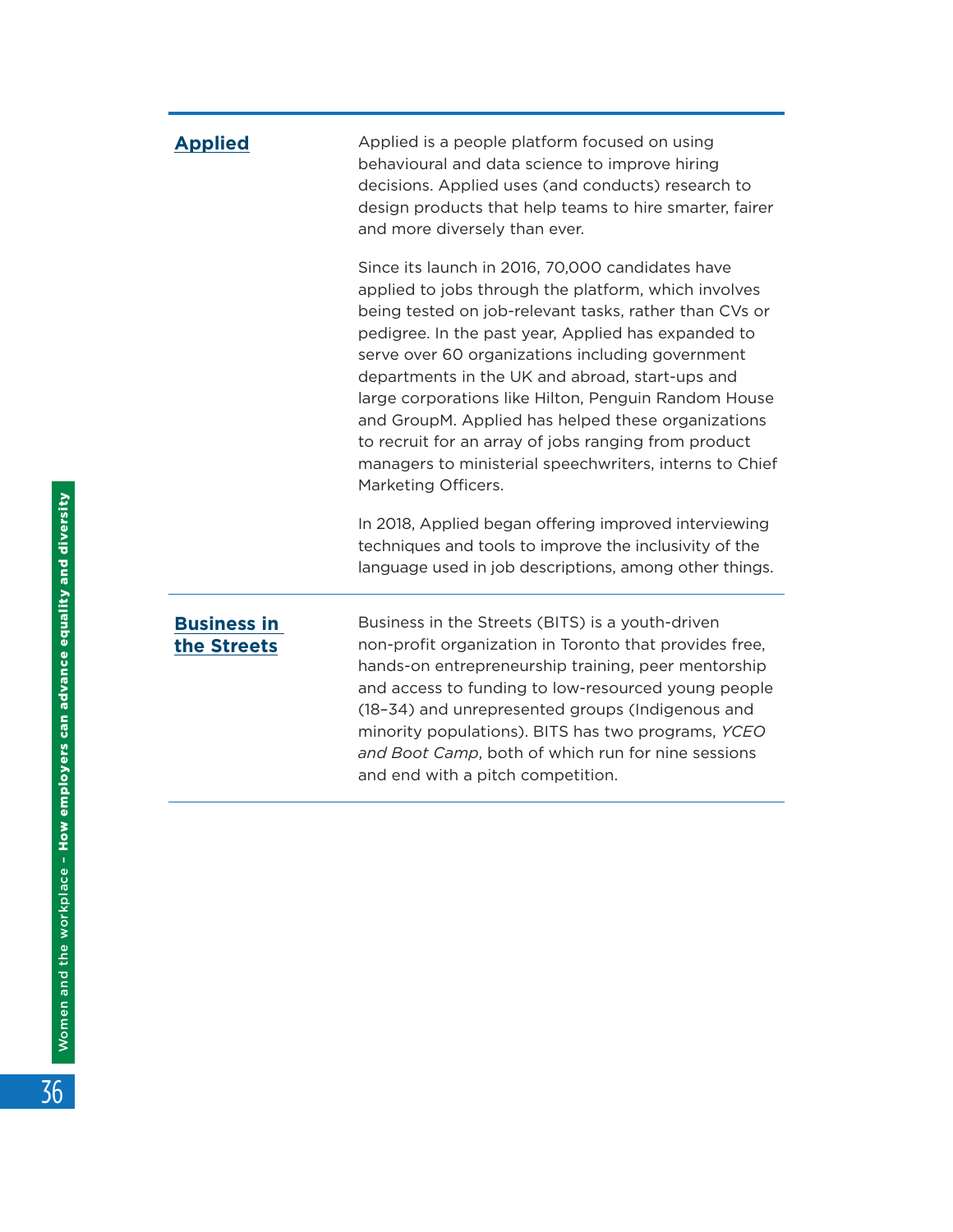| | |
|---|---|
| **Applied** | Applied is a people platform focused on using behavioural and data science to improve hiring decisions. Applied uses (and conducts) research to design products that help teams to hire smarter, fairer and more diversely than ever.<br><br>Since its launch in 2016, 70,000 candidates have applied to jobs through the platform, which involves being tested on job-relevant tasks, rather than CVs or pedigree. In the past year, Applied has expanded to serve over 60 organizations including government departments in the UK and abroad, start-ups and large corporations like Hilton, Penguin Random House and GroupM. Applied has helped these organizations to recruit for an array of jobs ranging from product managers to ministerial speechwriters, interns to Chief Marketing Officers.<br><br>In 2018, Applied began offering improved interviewing techniques and tools to improve the inclusivity of the language used in job descriptions, among other things. |
| **Business in the Streets** | Business in the Streets (BITS) is a youth-driven non-profit organization in Toronto that provides free, hands-on entrepreneurship training, peer mentorship and access to funding to low-resourced young people (18–34) and unrepresented groups (Indigenous and minority populations). BITS has two programs, *YCEO and Boot Camp*, both of which run for nine sessions and end with a pitch competition. |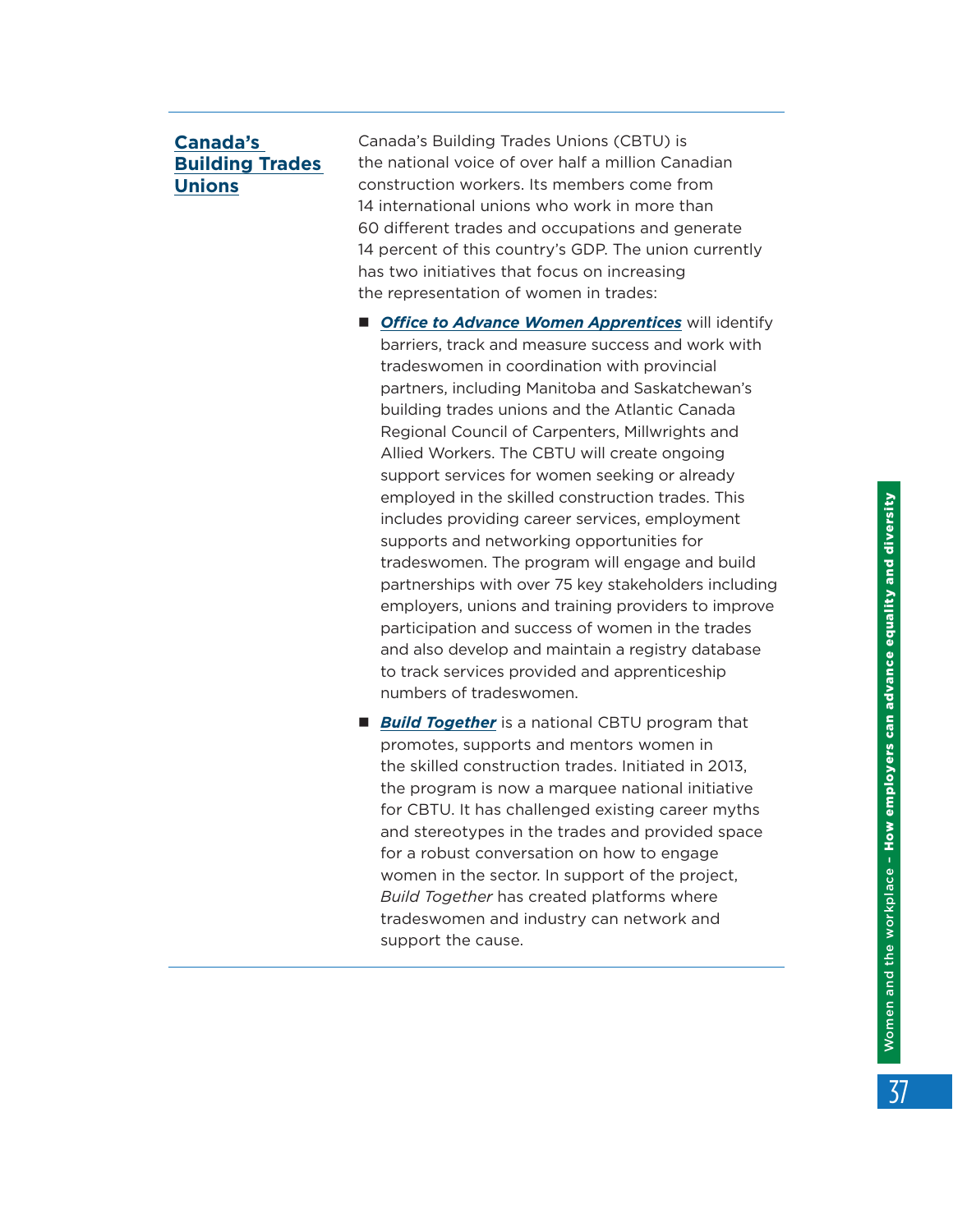## Canada's Building Trades Unions

Canada's Building Trades Unions (CBTU) is the national voice of over half a million Canadian construction workers. Its members come from 14 international unions who work in more than 60 different trades and occupations and generate 14 percent of this country's GDP. The union currently has two initiatives that focus on increasing the representation of women in trades:

- ***Office to Advance Women Apprentices*** will identify barriers, track and measure success and work with tradeswomen in coordination with provincial partners, including Manitoba and Saskatchewan's building trades unions and the Atlantic Canada Regional Council of Carpenters, Millwrights and Allied Workers. The CBTU will create ongoing support services for women seeking or already employed in the skilled construction trades. This includes providing career services, employment supports and networking opportunities for tradeswomen. The program will engage and build partnerships with over 75 key stakeholders including employers, unions and training providers to improve participation and success of women in the trades and also develop and maintain a registry database to track services provided and apprenticeship numbers of tradeswomen.
- ***Build Together*** is a national CBTU program that promotes, supports and mentors women in the skilled construction trades. Initiated in 2013, the program is now a marquee national initiative for CBTU. It has challenged existing career myths and stereotypes in the trades and provided space for a robust conversation on how to engage women in the sector. In support of the project, *Build Together* has created platforms where tradeswomen and industry can network and support the cause.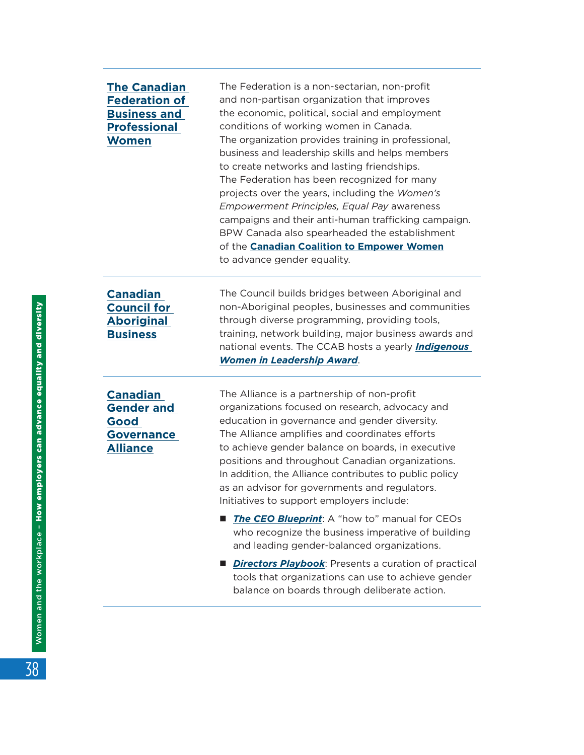| | |
|---|---|
| **The Canadian Federation of Business and Professional Women** | The Federation is a non-sectarian, non-profit and non-partisan organization that improves the economic, political, social and employment conditions of working women in Canada. The organization provides training in professional, business and leadership skills and helps members to create networks and lasting friendships. The Federation has been recognized for many projects over the years, including the *Women's Empowerment Principles, Equal Pay* awareness campaigns and their anti-human trafficking campaign. BPW Canada also spearheaded the establishment of the **Canadian Coalition to Empower Women** to advance gender equality. |
| **Canadian Council for Aboriginal Business** | The Council builds bridges between Aboriginal and non-Aboriginal peoples, businesses and communities through diverse programming, providing tools, training, network building, major business awards and national events. The CCAB hosts a yearly ***Indigenous Women in Leadership Award***. |
| **Canadian Gender and Good Governance Alliance** | The Alliance is a partnership of non-profit organizations focused on research, advocacy and education in governance and gender diversity. The Alliance amplifies and coordinates efforts to achieve gender balance on boards, in executive positions and throughout Canadian organizations. In addition, the Alliance contributes to public policy as an advisor for governments and regulators. Initiatives to support employers include:<br>■ ***The CEO Blueprint***: A "how to" manual for CEOs who recognize the business imperative of building and leading gender-balanced organizations.<br>■ ***Directors Playbook***: Presents a curation of practical tools that organizations can use to achieve gender balance on boards through deliberate action. |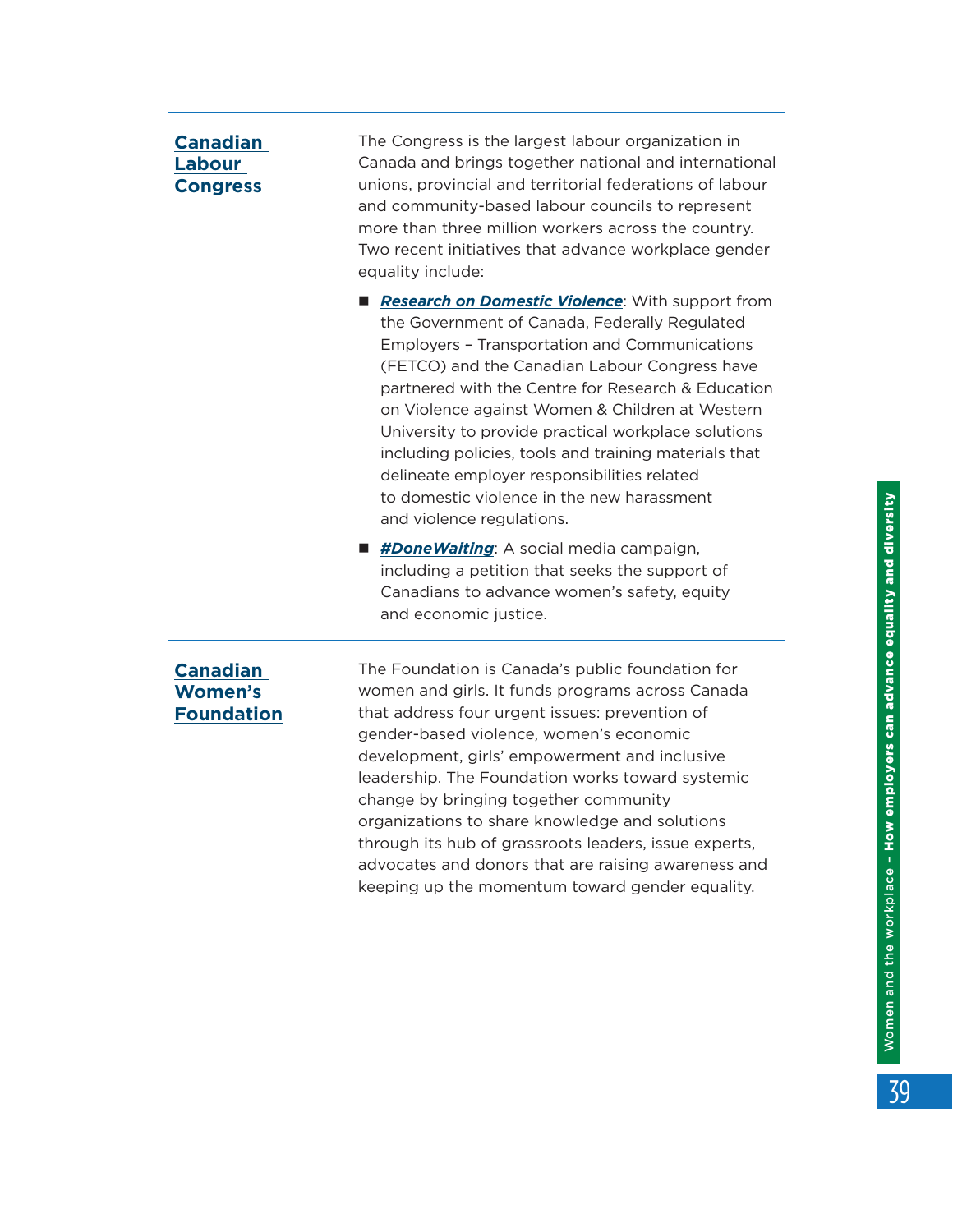| | |
|---|---|
| **Canadian Labour Congress** | The Congress is the largest labour organization in Canada and brings together national and international unions, provincial and territorial federations of labour and community-based labour councils to represent more than three million workers across the country. Two recent initiatives that advance workplace gender equality include:<br>■ ***Research on Domestic Violence***: With support from the Government of Canada, Federally Regulated Employers – Transportation and Communications (FETCO) and the Canadian Labour Congress have partnered with the Centre for Research & Education on Violence against Women & Children at Western University to provide practical workplace solutions including policies, tools and training materials that delineate employer responsibilities related to domestic violence in the new harassment and violence regulations.<br>■ ***#DoneWaiting***: A social media campaign, including a petition that seeks the support of Canadians to advance women's safety, equity and economic justice. |
| **Canadian Women's Foundation** | The Foundation is Canada's public foundation for women and girls. It funds programs across Canada that address four urgent issues: prevention of gender-based violence, women's economic development, girls' empowerment and inclusive leadership. The Foundation works toward systemic change by bringing together community organizations to share knowledge and solutions through its hub of grassroots leaders, issue experts, advocates and donors that are raising awareness and keeping up the momentum toward gender equality. |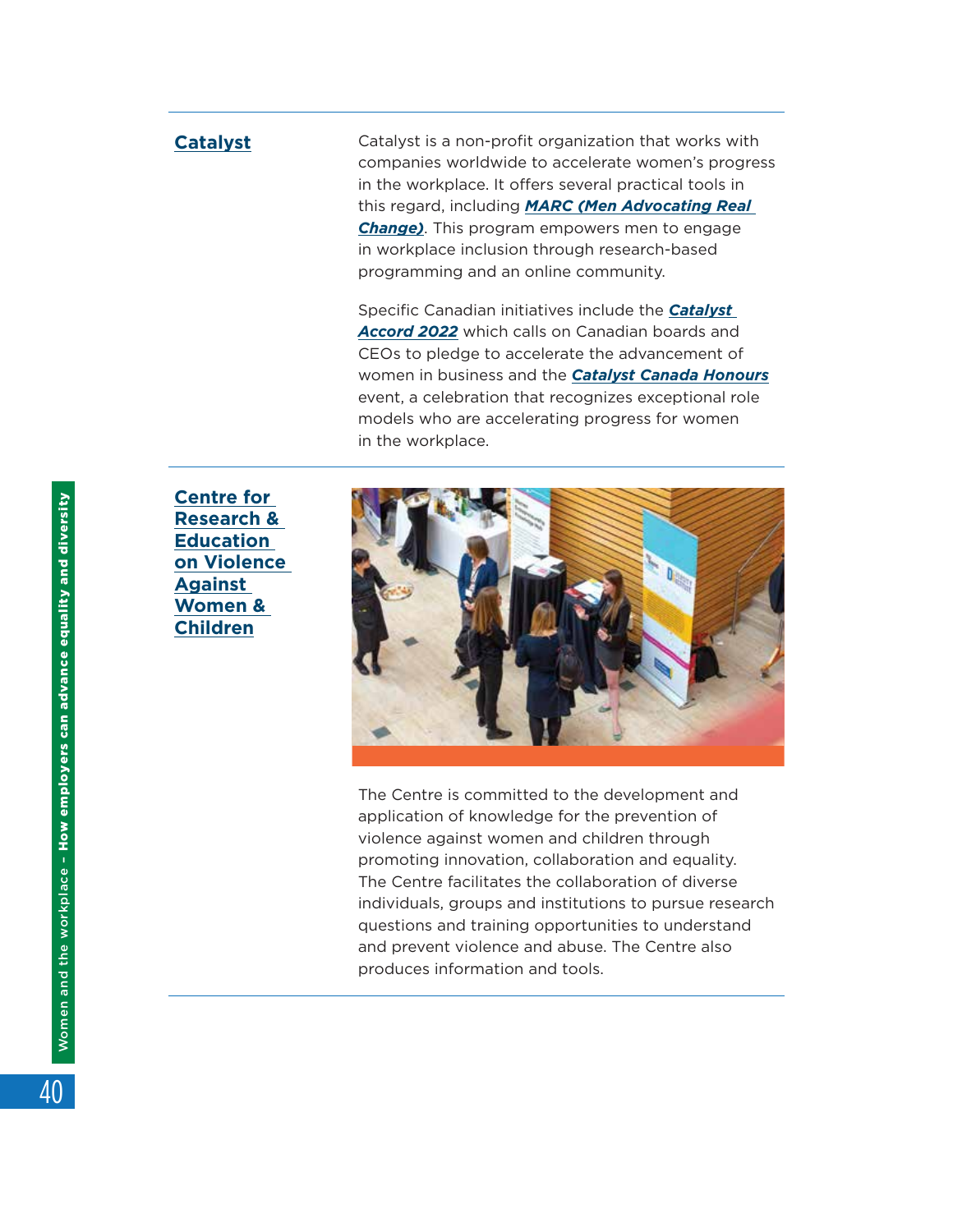## Catalyst

Catalyst is a non-profit organization that works with companies worldwide to accelerate women's progress in the workplace. It offers several practical tools in this regard, including ***MARC (Men Advocating Real Change)***. This program empowers men to engage in workplace inclusion through research-based programming and an online community.

Specific Canadian initiatives include the ***Catalyst Accord 2022*** which calls on Canadian boards and CEOs to pledge to accelerate the advancement of women in business and the ***Catalyst Canada Honours*** event, a celebration that recognizes exceptional role models who are accelerating progress for women in the workplace.

## Centre for Research & Education on Violence Against Women & Children

The Centre is committed to the development and application of knowledge for the prevention of violence against women and children through promoting innovation, collaboration and equality. The Centre facilitates the collaboration of diverse individuals, groups and institutions to pursue research questions and training opportunities to understand and prevent violence and abuse. The Centre also produces information and tools.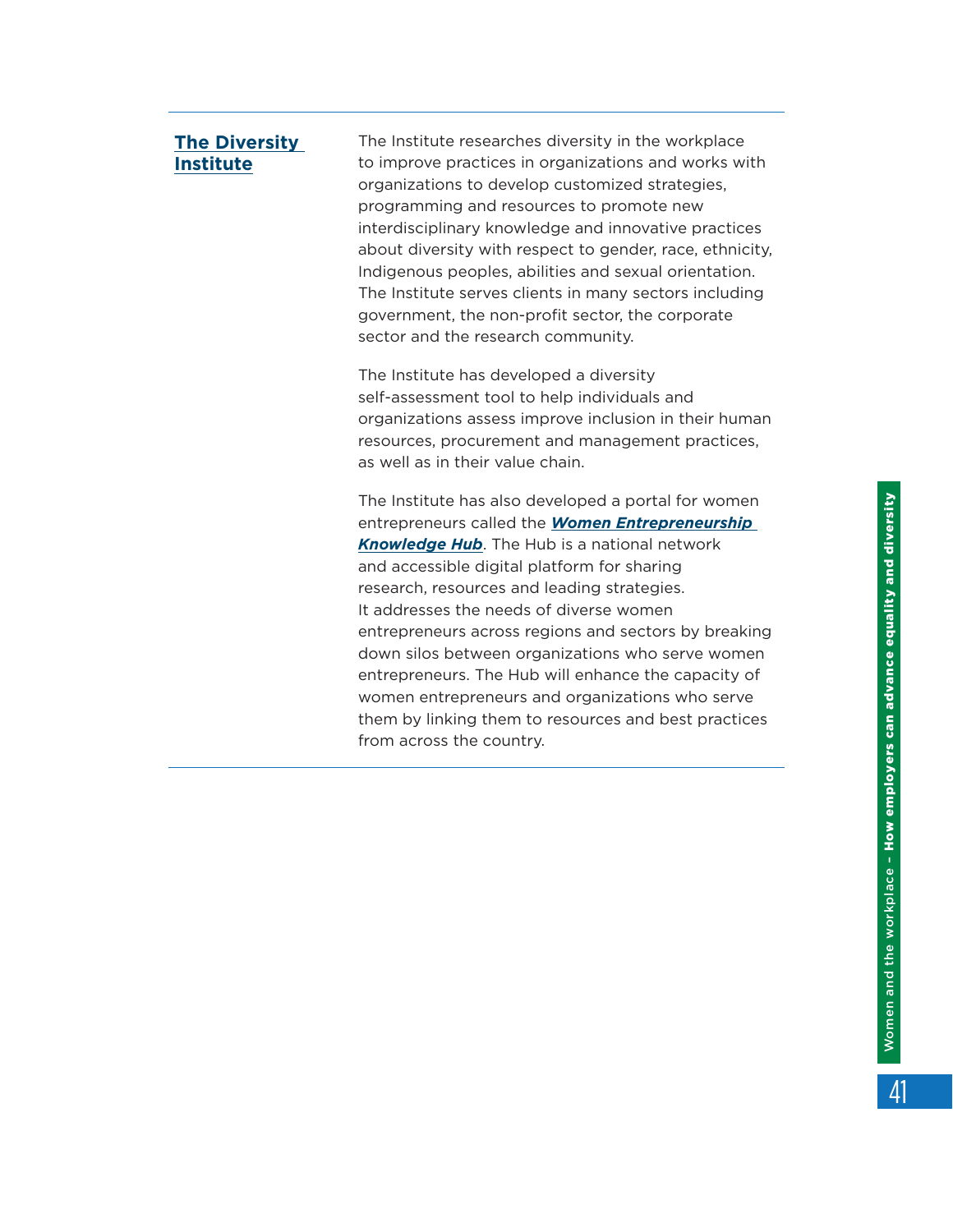| | |
|---|---|
| **The Diversity Institute** | The Institute researches diversity in the workplace to improve practices in organizations and works with organizations to develop customized strategies, programming and resources to promote new interdisciplinary knowledge and innovative practices about diversity with respect to gender, race, ethnicity, Indigenous peoples, abilities and sexual orientation. The Institute serves clients in many sectors including government, the non-profit sector, the corporate sector and the research community.<br><br>The Institute has developed a diversity self-assessment tool to help individuals and organizations assess improve inclusion in their human resources, procurement and management practices, as well as in their value chain.<br><br>The Institute has also developed a portal for women entrepreneurs called the ***Women Entrepreneurship Knowledge Hub***. The Hub is a national network and accessible digital platform for sharing research, resources and leading strategies. It addresses the needs of diverse women entrepreneurs across regions and sectors by breaking down silos between organizations who serve women entrepreneurs. The Hub will enhance the capacity of women entrepreneurs and organizations who serve them by linking them to resources and best practices from across the country. |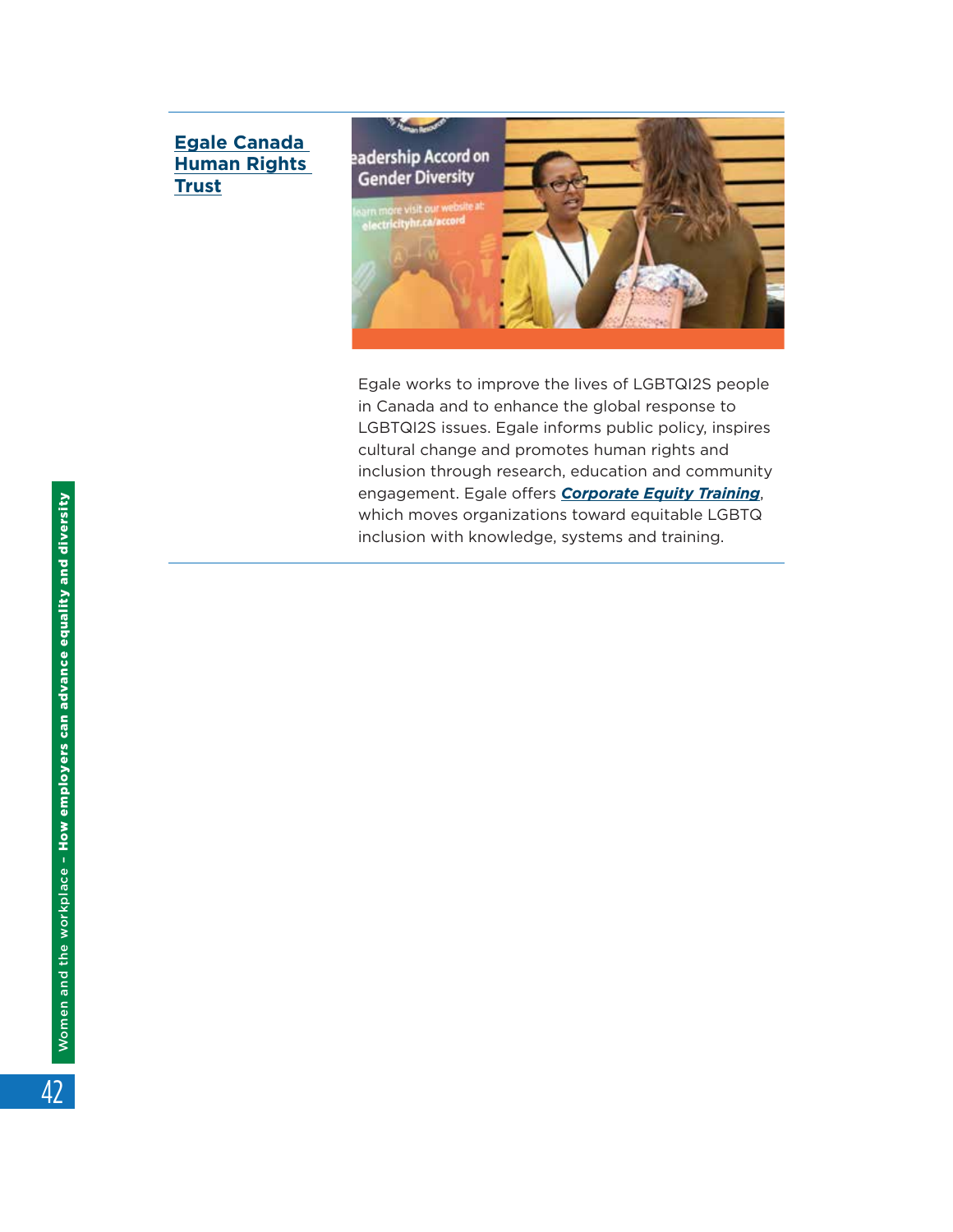## Egale Canada Human Rights Trust

Egale works to improve the lives of LGBTQI2S people in Canada and to enhance the global response to LGBTQI2S issues. Egale informs public policy, inspires cultural change and promotes human rights and inclusion through research, education and community engagement. Egale offers ***Corporate Equity Training***, which moves organizations toward equitable LGBTQ inclusion with knowledge, systems and training.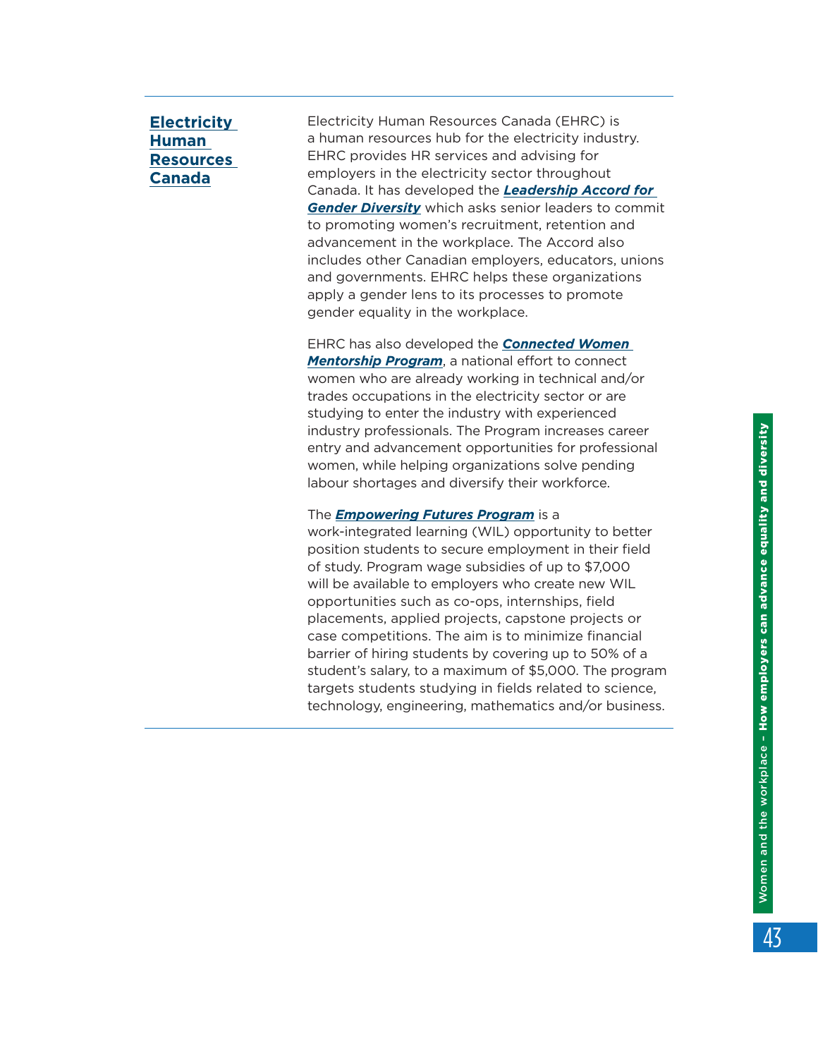**Electricity Human Resources Canada**

Electricity Human Resources Canada (EHRC) is a human resources hub for the electricity industry. EHRC provides HR services and advising for employers in the electricity sector throughout Canada. It has developed the ***Leadership Accord for Gender Diversity*** which asks senior leaders to commit to promoting women's recruitment, retention and advancement in the workplace. The Accord also includes other Canadian employers, educators, unions and governments. EHRC helps these organizations apply a gender lens to its processes to promote gender equality in the workplace.

EHRC has also developed the ***Connected Women Mentorship Program***, a national effort to connect women who are already working in technical and/or trades occupations in the electricity sector or are studying to enter the industry with experienced industry professionals. The Program increases career entry and advancement opportunities for professional women, while helping organizations solve pending labour shortages and diversify their workforce.

The ***Empowering Futures Program*** is a work-integrated learning (WIL) opportunity to better position students to secure employment in their field of study. Program wage subsidies of up to $7,000 will be available to employers who create new WIL opportunities such as co-ops, internships, field placements, applied projects, capstone projects or case competitions. The aim is to minimize financial barrier of hiring students by covering up to 50% of a student's salary, to a maximum of $5,000. The program targets students studying in fields related to science, technology, engineering, mathematics and/or business.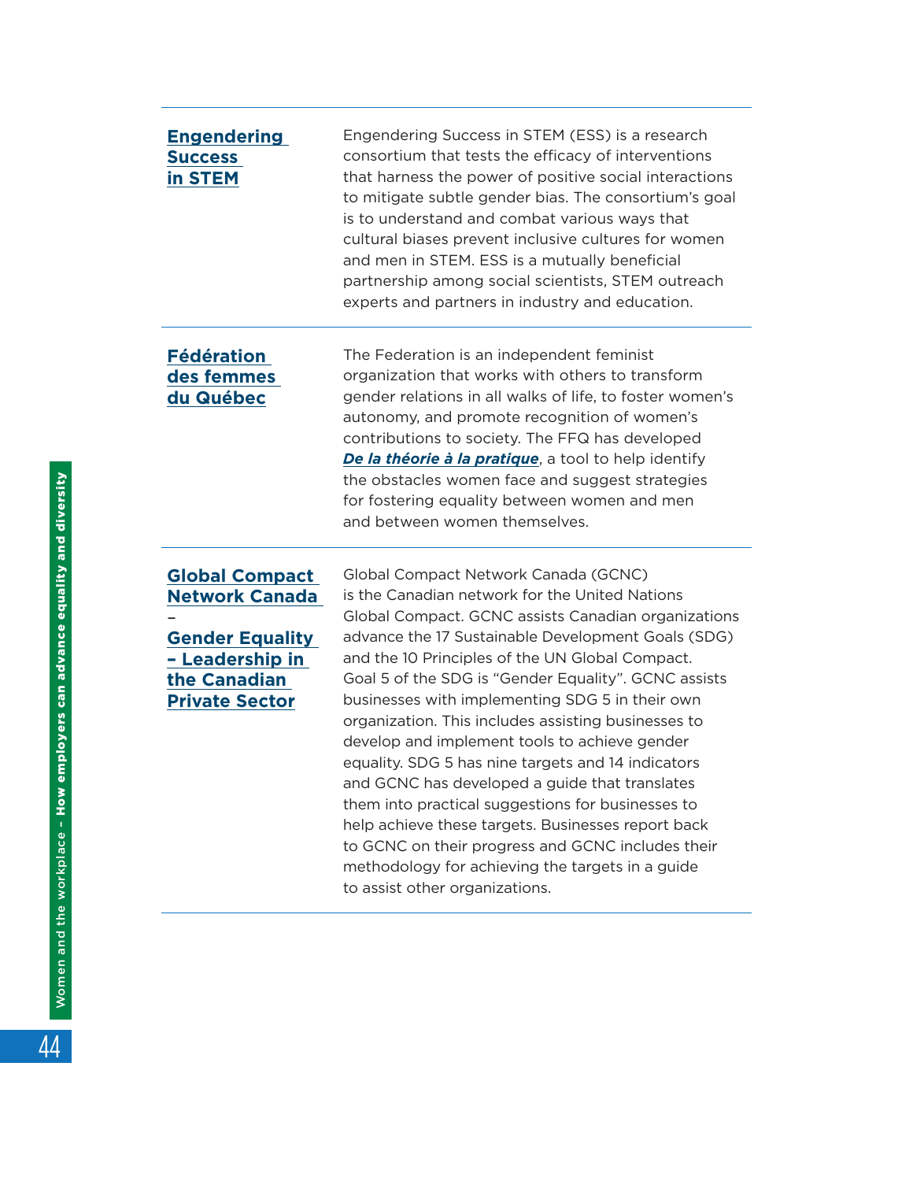| | |
|---|---|
| **Engendering Success in STEM** | Engendering Success in STEM (ESS) is a research consortium that tests the efficacy of interventions that harness the power of positive social interactions to mitigate subtle gender bias. The consortium's goal is to understand and combat various ways that cultural biases prevent inclusive cultures for women and men in STEM. ESS is a mutually beneficial partnership among social scientists, STEM outreach experts and partners in industry and education. |
| **Fédération des femmes du Québec** | The Federation is an independent feminist organization that works with others to transform gender relations in all walks of life, to foster women's autonomy, and promote recognition of women's contributions to society. The FFQ has developed ***De la théorie à la pratique***, a tool to help identify the obstacles women face and suggest strategies for fostering equality between women and men and between women themselves. |
| **Global Compact Network Canada – Gender Equality – Leadership in the Canadian Private Sector** | Global Compact Network Canada (GCNC) is the Canadian network for the United Nations Global Compact. GCNC assists Canadian organizations advance the 17 Sustainable Development Goals (SDG) and the 10 Principles of the UN Global Compact. Goal 5 of the SDG is "Gender Equality". GCNC assists businesses with implementing SDG 5 in their own organization. This includes assisting businesses to develop and implement tools to achieve gender equality. SDG 5 has nine targets and 14 indicators and GCNC has developed a guide that translates them into practical suggestions for businesses to help achieve these targets. Businesses report back to GCNC on their progress and GCNC includes their methodology for achieving the targets in a guide to assist other organizations. |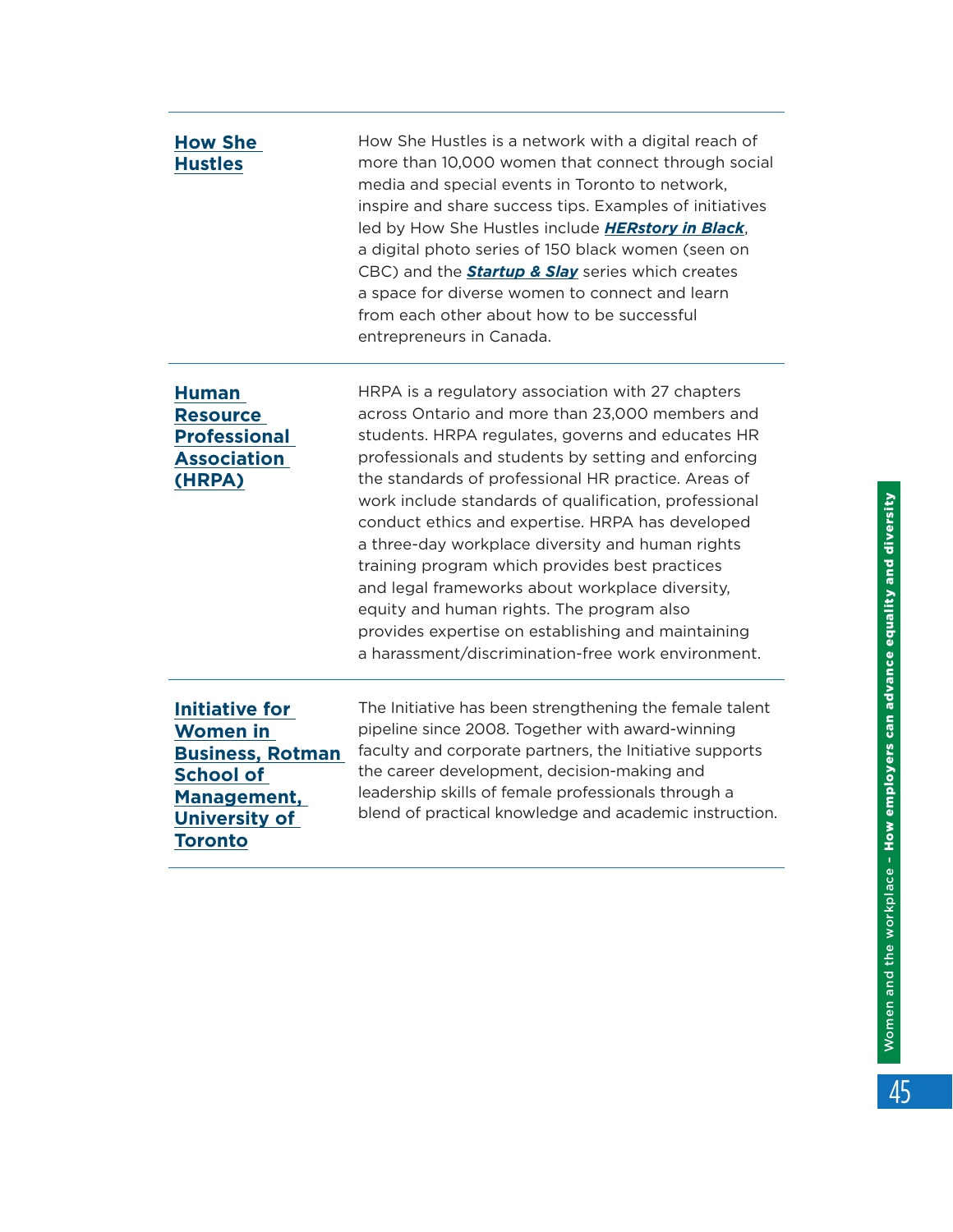| | |
|---|---|
| **How She Hustles** | How She Hustles is a network with a digital reach of more than 10,000 women that connect through social media and special events in Toronto to network, inspire and share success tips. Examples of initiatives led by How She Hustles include ***HERstory in Black***, a digital photo series of 150 black women (seen on CBC) and the ***Startup & Slay*** series which creates a space for diverse women to connect and learn from each other about how to be successful entrepreneurs in Canada. |
| **Human Resource Professional Association (HRPA)** | HRPA is a regulatory association with 27 chapters across Ontario and more than 23,000 members and students. HRPA regulates, governs and educates HR professionals and students by setting and enforcing the standards of professional HR practice. Areas of work include standards of qualification, professional conduct ethics and expertise. HRPA has developed a three-day workplace diversity and human rights training program which provides best practices and legal frameworks about workplace diversity, equity and human rights. The program also provides expertise on establishing and maintaining a harassment/discrimination-free work environment. |
| **Initiative for Women in Business, Rotman School of Management, University of Toronto** | The Initiative has been strengthening the female talent pipeline since 2008. Together with award-winning faculty and corporate partners, the Initiative supports the career development, decision-making and leadership skills of female professionals through a blend of practical knowledge and academic instruction. |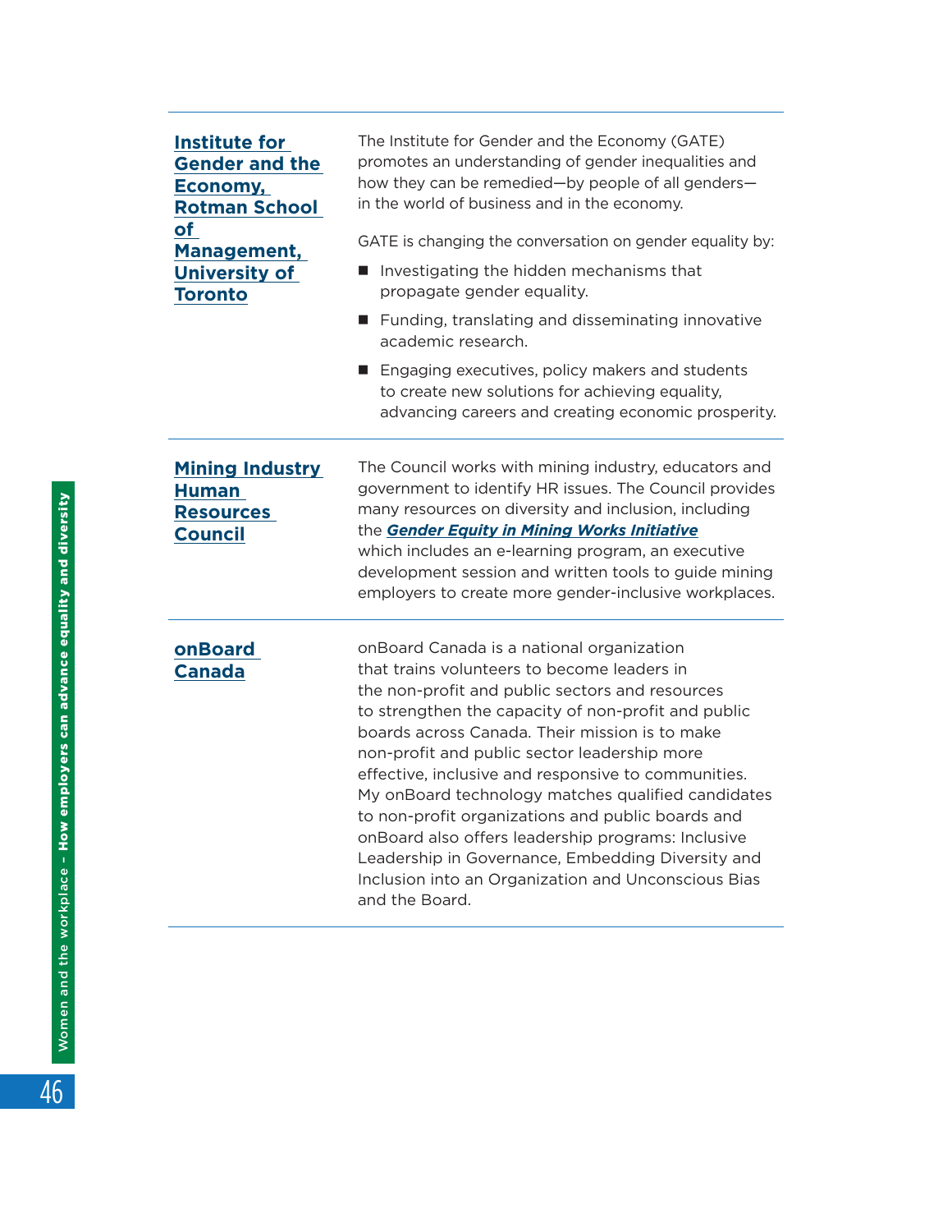| | |
|---|---|
| **Institute for Gender and the Economy, Rotman School of Management, University of Toronto** | The Institute for Gender and the Economy (GATE) promotes an understanding of gender inequalities and how they can be remedied—by people of all genders—in the world of business and in the economy.<br><br>GATE is changing the conversation on gender equality by:<br><br>■ Investigating the hidden mechanisms that propagate gender equality.<br>■ Funding, translating and disseminating innovative academic research.<br>■ Engaging executives, policy makers and students to create new solutions for achieving equality, advancing careers and creating economic prosperity. |
| **Mining Industry Human Resources Council** | The Council works with mining industry, educators and government to identify HR issues. The Council provides many resources on diversity and inclusion, including the ***Gender Equity in Mining Works Initiative*** which includes an e-learning program, an executive development session and written tools to guide mining employers to create more gender-inclusive workplaces. |
| **onBoard Canada** | onBoard Canada is a national organization that trains volunteers to become leaders in the non-profit and public sectors and resources to strengthen the capacity of non-profit and public boards across Canada. Their mission is to make non-profit and public sector leadership more effective, inclusive and responsive to communities. My onBoard technology matches qualified candidates to non-profit organizations and public boards and onBoard also offers leadership programs: Inclusive Leadership in Governance, Embedding Diversity and Inclusion into an Organization and Unconscious Bias and the Board. |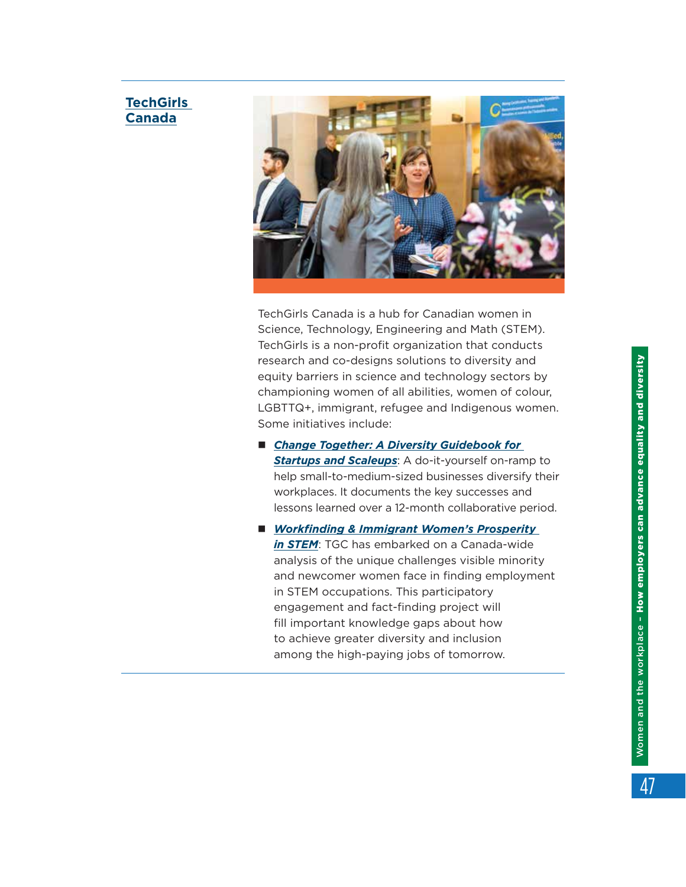## TechGirls Canada

TechGirls Canada is a hub for Canadian women in Science, Technology, Engineering and Math (STEM). TechGirls is a non-profit organization that conducts research and co-designs solutions to diversity and equity barriers in science and technology sectors by championing women of all abilities, women of colour, LGBTTQ+, immigrant, refugee and Indigenous women. Some initiatives include:

- ***Change Together: A Diversity Guidebook for Startups and Scaleups***: A do-it-yourself on-ramp to help small-to-medium-sized businesses diversify their workplaces. It documents the key successes and lessons learned over a 12-month collaborative period.
- ***Workfinding & Immigrant Women's Prosperity in STEM***: TGC has embarked on a Canada-wide analysis of the unique challenges visible minority and newcomer women face in finding employment in STEM occupations. This participatory engagement and fact-finding project will fill important knowledge gaps about how to achieve greater diversity and inclusion among the high-paying jobs of tomorrow.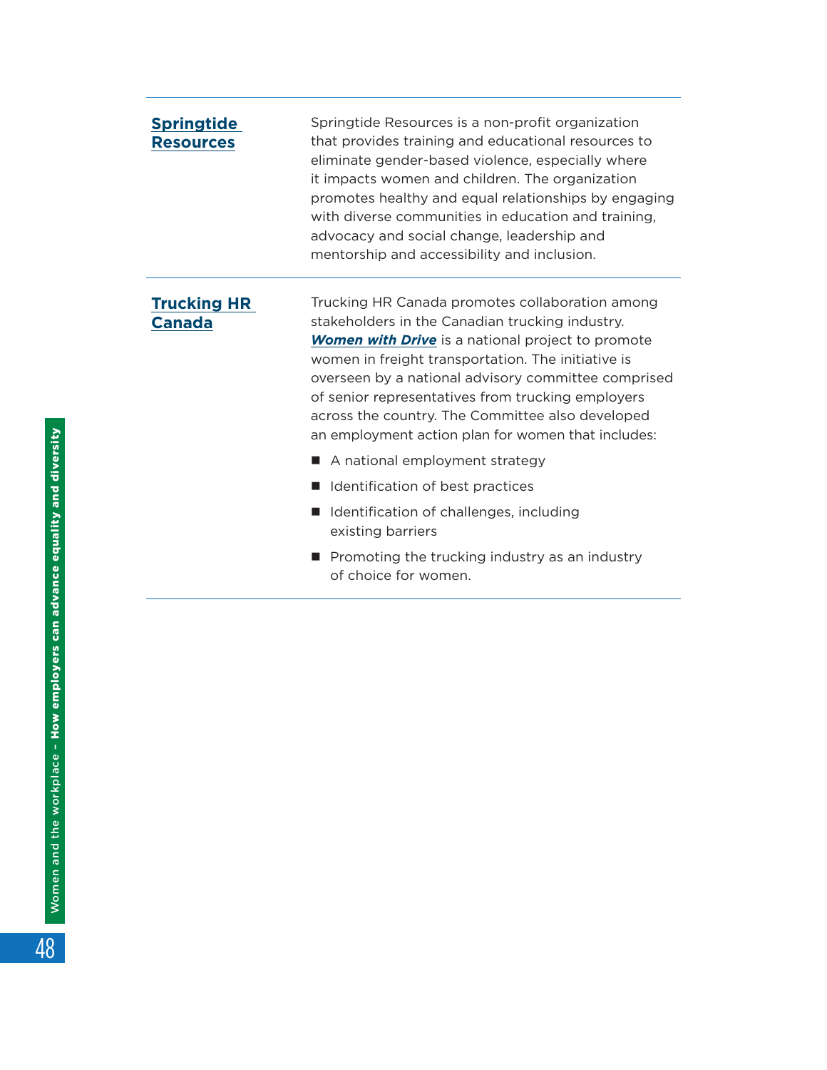| | |
|---|---|
| **Springtide Resources** | Springtide Resources is a non-profit organization that provides training and educational resources to eliminate gender-based violence, especially where it impacts women and children. The organization promotes healthy and equal relationships by engaging with diverse communities in education and training, advocacy and social change, leadership and mentorship and accessibility and inclusion. |
| **Trucking HR Canada** | Trucking HR Canada promotes collaboration among stakeholders in the Canadian trucking industry. ***Women with Drive*** is a national project to promote women in freight transportation. The initiative is overseen by a national advisory committee comprised of senior representatives from trucking employers across the country. The Committee also developed an employment action plan for women that includes:<br>■ A national employment strategy<br>■ Identification of best practices<br>■ Identification of challenges, including existing barriers<br>■ Promoting the trucking industry as an industry of choice for women. |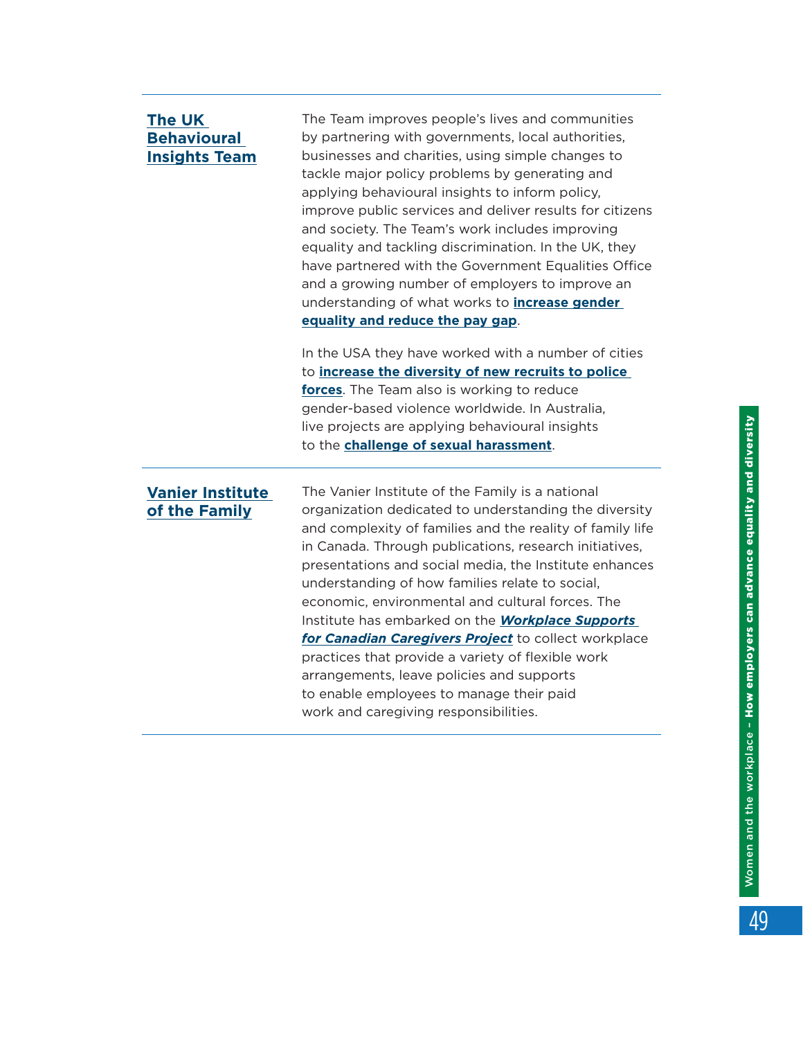| | |
|---|---|
| **The UK Behavioural Insights Team** | The Team improves people's lives and communities by partnering with governments, local authorities, businesses and charities, using simple changes to tackle major policy problems by generating and applying behavioural insights to inform policy, improve public services and deliver results for citizens and society. The Team's work includes improving equality and tackling discrimination. In the UK, they have partnered with the Government Equalities Office and a growing number of employers to improve an understanding of what works to **increase gender equality and reduce the pay gap**.<br><br>In the USA they have worked with a number of cities to **increase the diversity of new recruits to police forces**. The Team also is working to reduce gender-based violence worldwide. In Australia, live projects are applying behavioural insights to the **challenge of sexual harassment**. |
| **Vanier Institute of the Family** | The Vanier Institute of the Family is a national organization dedicated to understanding the diversity and complexity of families and the reality of family life in Canada. Through publications, research initiatives, presentations and social media, the Institute enhances understanding of how families relate to social, economic, environmental and cultural forces. The Institute has embarked on the ***Workplace Supports for Canadian Caregivers Project*** to collect workplace practices that provide a variety of flexible work arrangements, leave policies and supports to enable employees to manage their paid work and caregiving responsibilities. |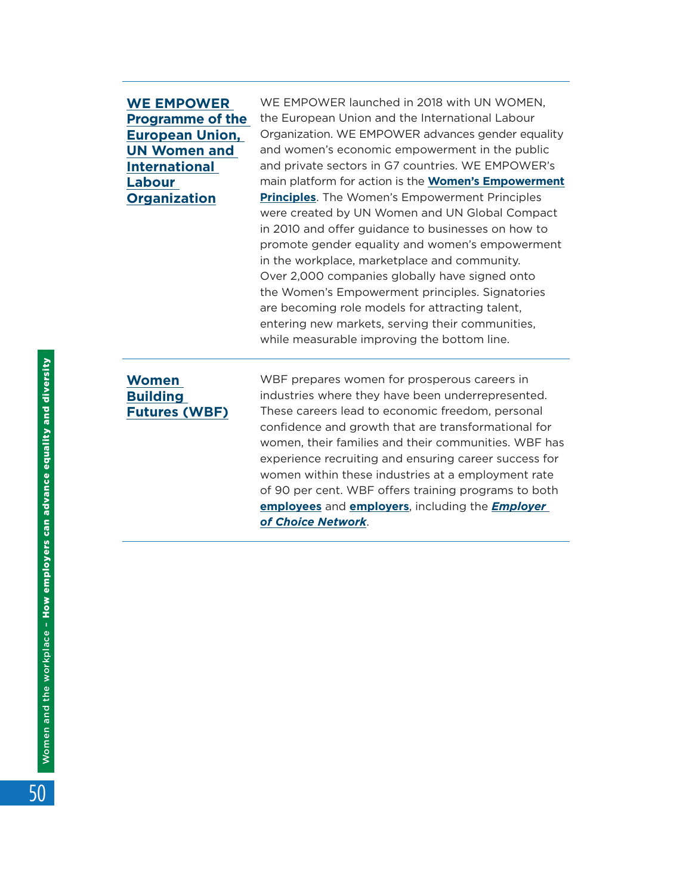| | |
|---|---|
| **WE EMPOWER Programme of the European Union, UN Women and International Labour Organization** | WE EMPOWER launched in 2018 with UN WOMEN, the European Union and the International Labour Organization. WE EMPOWER advances gender equality and women's economic empowerment in the public and private sectors in G7 countries. WE EMPOWER's main platform for action is the **Women's Empowerment Principles**. The Women's Empowerment Principles were created by UN Women and UN Global Compact in 2010 and offer guidance to businesses on how to promote gender equality and women's empowerment in the workplace, marketplace and community. Over 2,000 companies globally have signed onto the Women's Empowerment principles. Signatories are becoming role models for attracting talent, entering new markets, serving their communities, while measurable improving the bottom line. |
| **Women Building Futures (WBF)** | WBF prepares women for prosperous careers in industries where they have been underrepresented. These careers lead to economic freedom, personal confidence and growth that are transformational for women, their families and their communities. WBF has experience recruiting and ensuring career success for women within these industries at a employment rate of 90 per cent. WBF offers training programs to both **employees** and **employers**, including the ***Employer of Choice Network***. |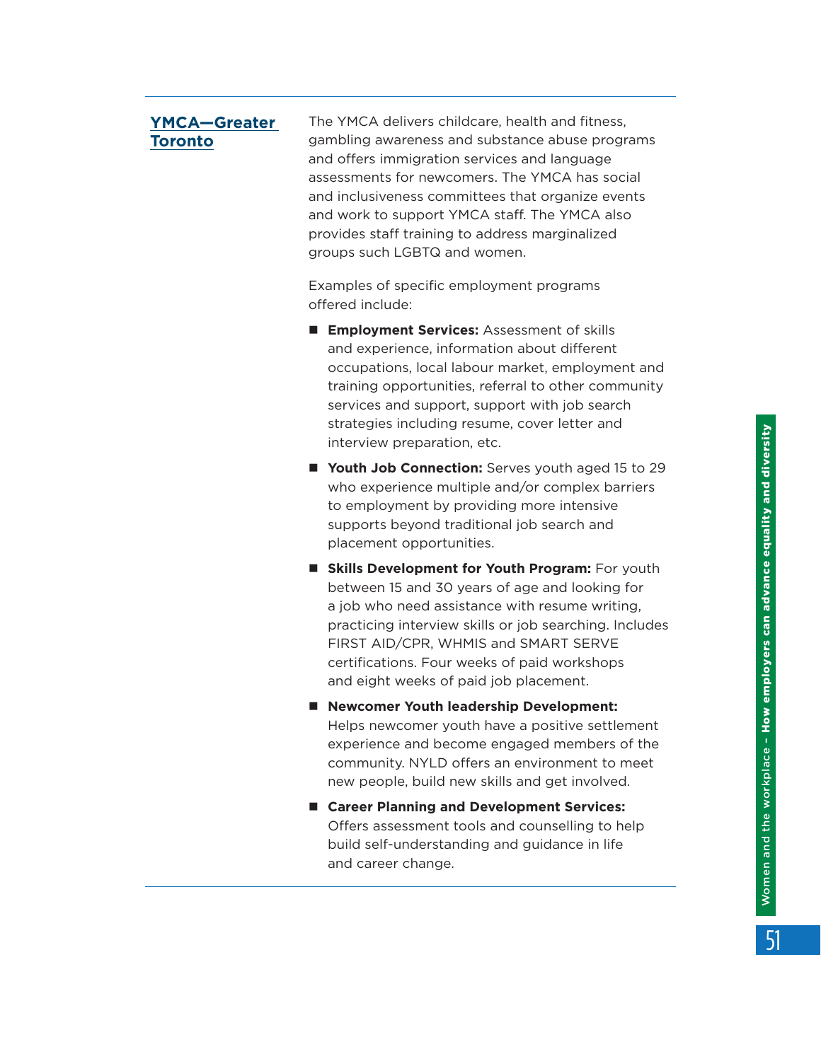**YMCA—Greater Toronto**

The YMCA delivers childcare, health and fitness, gambling awareness and substance abuse programs and offers immigration services and language assessments for newcomers. The YMCA has social and inclusiveness committees that organize events and work to support YMCA staff. The YMCA also provides staff training to address marginalized groups such LGBTQ and women.

Examples of specific employment programs offered include:

- **Employment Services:** Assessment of skills and experience, information about different occupations, local labour market, employment and training opportunities, referral to other community services and support, support with job search strategies including resume, cover letter and interview preparation, etc.
- **Youth Job Connection:** Serves youth aged 15 to 29 who experience multiple and/or complex barriers to employment by providing more intensive supports beyond traditional job search and placement opportunities.
- **Skills Development for Youth Program:** For youth between 15 and 30 years of age and looking for a job who need assistance with resume writing, practicing interview skills or job searching. Includes FIRST AID/CPR, WHMIS and SMART SERVE certifications. Four weeks of paid workshops and eight weeks of paid job placement.
- **Newcomer Youth leadership Development:** Helps newcomer youth have a positive settlement experience and become engaged members of the community. NYLD offers an environment to meet new people, build new skills and get involved.
- **Career Planning and Development Services:** Offers assessment tools and counselling to help build self-understanding and guidance in life and career change.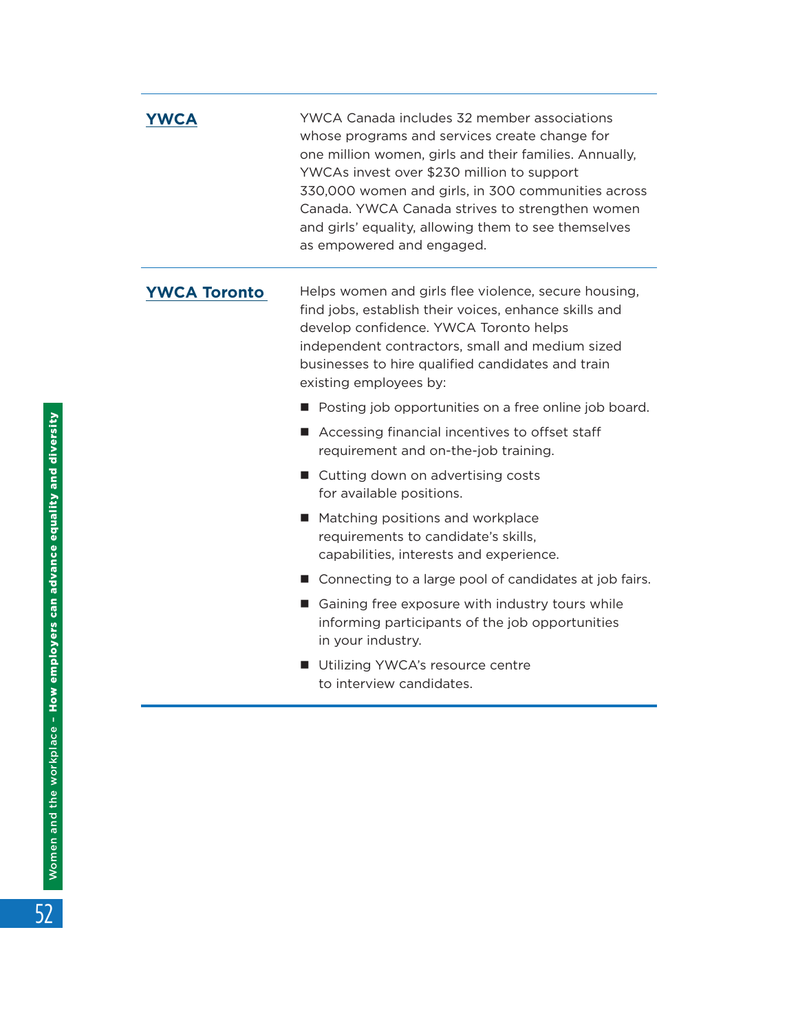| | |
|---|---|
| **YWCA** | YWCA Canada includes 32 member associations whose programs and services create change for one million women, girls and their families. Annually, YWCAs invest over $230 million to support 330,000 women and girls, in 300 communities across Canada. YWCA Canada strives to strengthen women and girls' equality, allowing them to see themselves as empowered and engaged. |
| **YWCA Toronto** | Helps women and girls flee violence, secure housing, find jobs, establish their voices, enhance skills and develop confidence. YWCA Toronto helps independent contractors, small and medium sized businesses to hire qualified candidates and train existing employees by:<br>■ Posting job opportunities on a free online job board.<br>■ Accessing financial incentives to offset staff requirement and on-the-job training.<br>■ Cutting down on advertising costs for available positions.<br>■ Matching positions and workplace requirements to candidate's skills, capabilities, interests and experience.<br>■ Connecting to a large pool of candidates at job fairs.<br>■ Gaining free exposure with industry tours while informing participants of the job opportunities in your industry.<br>■ Utilizing YWCA's resource centre to interview candidates. |